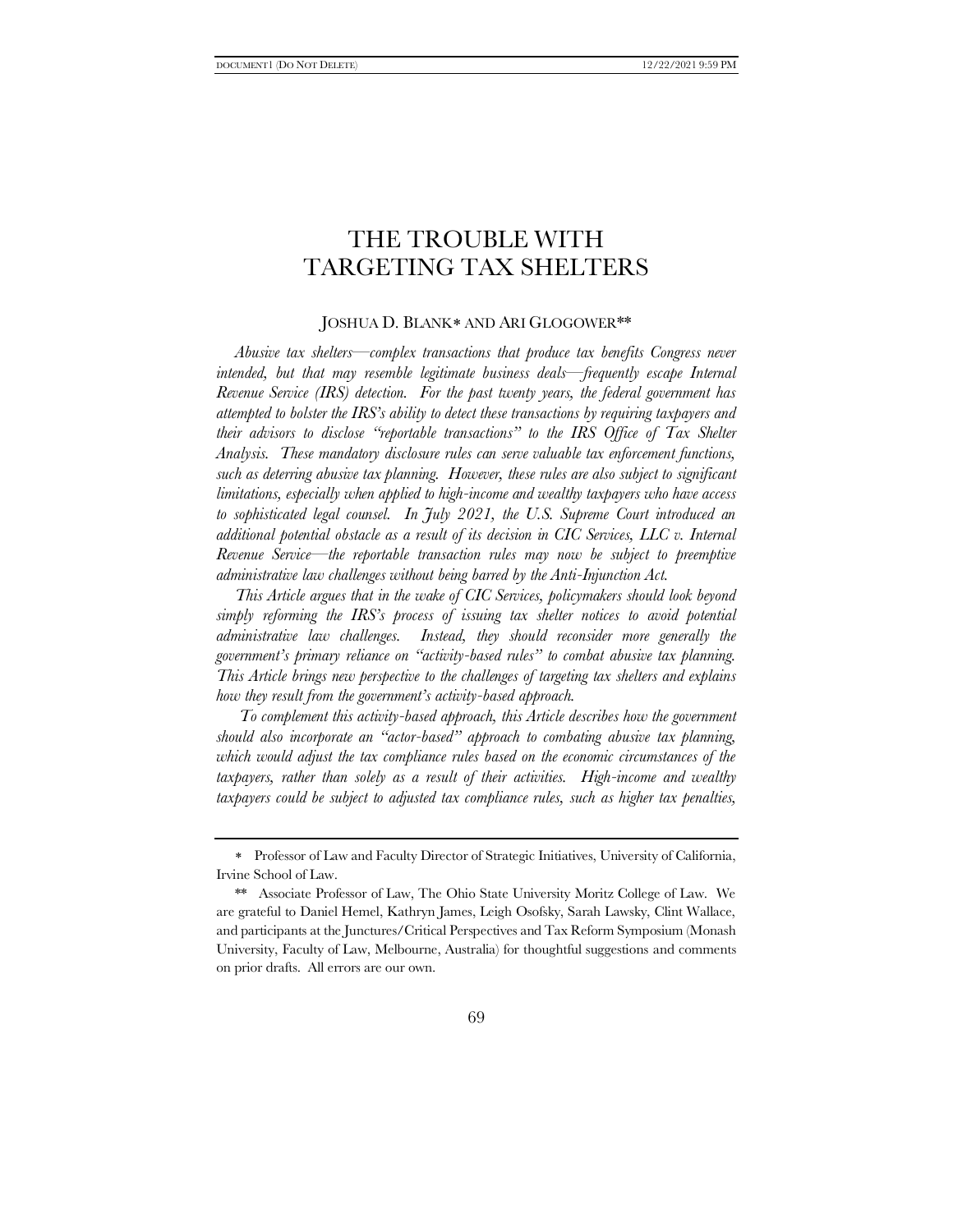# THE TROUBLE WITH TARGETING TAX SHELTERS

JOSHUA D. BLANK* AND ARI GLOGOWER**

*Abusive tax shelters—complex transactions that produce tax benefits Congress never intended, but that may resemble legitimate business deals—frequently escape Internal Revenue Service (IRS) detection. For the past twenty years, the federal government has attempted to bolster the IRS's ability to detect these transactions by requiring taxpayers and their advisors to disclose "reportable transactions" to the IRS Office of Tax Shelter Analysis. These mandatory disclosure rules can serve valuable tax enforcement functions, such as deterring abusive tax planning. However, these rules are also subject to significant limitations, especially when applied to high-income and wealthy taxpayers who have access to sophisticated legal counsel. In July 2021, the U.S. Supreme Court introduced an additional potential obstacle as a result of its decision in CIC Services, LLC v. Internal Revenue Service—the reportable transaction rules may now be subject to preemptive administrative law challenges without being barred by the Anti-Injunction Act.*

*This Article argues that in the wake of CIC Services, policymakers should look beyond simply reforming the IRS's process of issuing tax shelter notices to avoid potential administrative law challenges. Instead, they should reconsider more generally the government's primary reliance on "activity-based rules" to combat abusive tax planning. This Article brings new perspective to the challenges of targeting tax shelters and explains how they result from the government's activity-based approach.*

*To complement this activity-based approach, this Article describes how the government should also incorporate an "actor-based" approach to combating abusive tax planning, which would adjust the tax compliance rules based on the economic circumstances of the taxpayers, rather than solely as a result of their activities. High-income and wealthy taxpayers could be subject to adjusted tax compliance rules, such as higher tax penalties,*

---

\* Professor of Law and Faculty Director of Strategic Initiatives, University of California, Irvine School of Law.

\** Associate Professor of Law, The Ohio State University Moritz College of Law. We are grateful to Daniel Hemel, Kathryn James, Leigh Osofsky, Sarah Lawsky, Clint Wallace, and participants at the Junctures/Critical Perspectives and Tax Reform Symposium (Monash University, Faculty of Law, Melbourne, Australia) for thoughtful suggestions and comments on prior drafts. All errors are our own.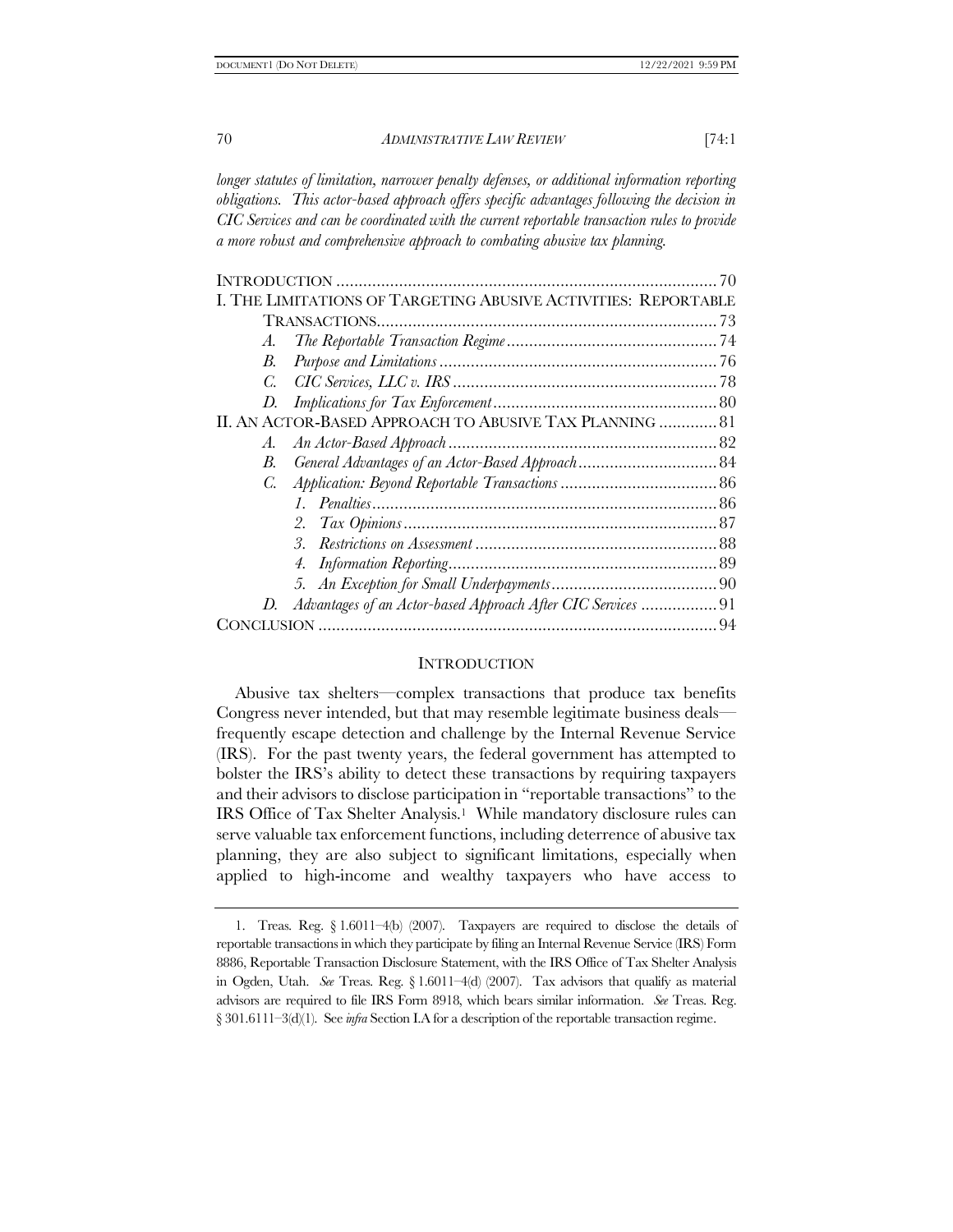*longer statutes of limitation, narrower penalty defenses, or additional information reporting obligations. This actor-based approach offers specific advantages following the decision in CIC Services and can be coordinated with the current reportable transaction rules to provide a more robust and comprehensive approach to combating abusive tax planning.*

| | |
|---|---|
| INTRODUCTION | 70 |
| I. THE LIMITATIONS OF TARGETING ABUSIVE ACTIVITIES: REPORTABLE TRANSACTIONS | 73 |
| *A. The Reportable Transaction Regime* | 74 |
| *B. Purpose and Limitations* | 76 |
| *C. CIC Services, LLC v. IRS* | 78 |
| *D. Implications for Tax Enforcement* | 80 |
| II. AN ACTOR-BASED APPROACH TO ABUSIVE TAX PLANNING | 81 |
| *A. An Actor-Based Approach* | 82 |
| *B. General Advantages of an Actor-Based Approach* | 84 |
| *C. Application: Beyond Reportable Transactions* | 86 |
| *1. Penalties* | 86 |
| *2. Tax Opinions* | 87 |
| *3. Restrictions on Assessment* | 88 |
| *4. Information Reporting* | 89 |
| *5. An Exception for Small Underpayments* | 90 |
| *D. Advantages of an Actor-based Approach After CIC Services* | 91 |
| CONCLUSION | 94 |

## INTRODUCTION

Abusive tax shelters—complex transactions that produce tax benefits Congress never intended, but that may resemble legitimate business deals—frequently escape detection and challenge by the Internal Revenue Service (IRS). For the past twenty years, the federal government has attempted to bolster the IRS's ability to detect these transactions by requiring taxpayers and their advisors to disclose participation in "reportable transactions" to the IRS Office of Tax Shelter Analysis.[1] While mandatory disclosure rules can serve valuable tax enforcement functions, including deterrence of abusive tax planning, they are also subject to significant limitations, especially when applied to high-income and wealthy taxpayers who have access to

1. Treas. Reg. § 1.6011–4(b) (2007). Taxpayers are required to disclose the details of reportable transactions in which they participate by filing an Internal Revenue Service (IRS) Form 8886, Reportable Transaction Disclosure Statement, with the IRS Office of Tax Shelter Analysis in Ogden, Utah. *See* Treas. Reg. § 1.6011–4(d) (2007). Tax advisors that qualify as material advisors are required to file IRS Form 8918, which bears similar information. *See* Treas. Reg. § 301.6111–3(d)(1). See *infra* Section I.A for a description of the reportable transaction regime.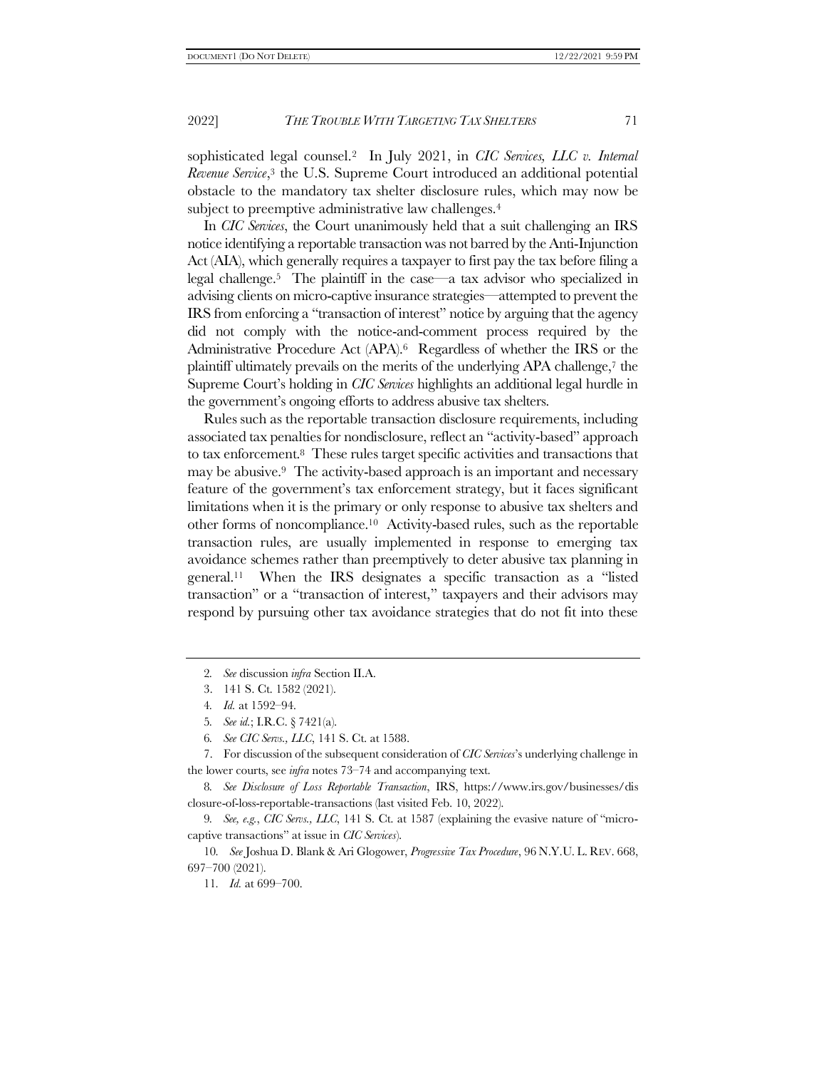sophisticated legal counsel.[2] In July 2021, in *CIC Services, LLC v. Internal Revenue Service*,[3] the U.S. Supreme Court introduced an additional potential obstacle to the mandatory tax shelter disclosure rules, which may now be subject to preemptive administrative law challenges.[4]

In *CIC Services*, the Court unanimously held that a suit challenging an IRS notice identifying a reportable transaction was not barred by the Anti-Injunction Act (AIA), which generally requires a taxpayer to first pay the tax before filing a legal challenge.[5] The plaintiff in the case—a tax advisor who specialized in advising clients on micro-captive insurance strategies—attempted to prevent the IRS from enforcing a "transaction of interest" notice by arguing that the agency did not comply with the notice-and-comment process required by the Administrative Procedure Act (APA).[6] Regardless of whether the IRS or the plaintiff ultimately prevails on the merits of the underlying APA challenge,[7] the Supreme Court's holding in *CIC Services* highlights an additional legal hurdle in the government's ongoing efforts to address abusive tax shelters.

Rules such as the reportable transaction disclosure requirements, including associated tax penalties for nondisclosure, reflect an "activity-based" approach to tax enforcement.[8] These rules target specific activities and transactions that may be abusive.[9] The activity-based approach is an important and necessary feature of the government's tax enforcement strategy, but it faces significant limitations when it is the primary or only response to abusive tax shelters and other forms of noncompliance.[10] Activity-based rules, such as the reportable transaction rules, are usually implemented in response to emerging tax avoidance schemes rather than preemptively to deter abusive tax planning in general.[11] When the IRS designates a specific transaction as a "listed transaction" or a "transaction of interest," taxpayers and their advisors may respond by pursuing other tax avoidance strategies that do not fit into these

---

2. *See* discussion *infra* Section II.A.
3. 141 S. Ct. 1582 (2021).
4. *Id.* at 1592–94.
5. *See id.*; I.R.C. § 7421(a).
6. *See CIC Servs., LLC*, 141 S. Ct. at 1588.
7. For discussion of the subsequent consideration of *CIC Services*'s underlying challenge in the lower courts, see *infra* notes 73–74 and accompanying text.
8. *See Disclosure of Loss Reportable Transaction*, IRS, https://www.irs.gov/businesses/disclosure-of-loss-reportable-transactions (last visited Feb. 10, 2022).
9. *See, e.g.*, *CIC Servs., LLC*, 141 S. Ct. at 1587 (explaining the evasive nature of "micro-captive transactions" at issue in *CIC Services*).
10. *See* Joshua D. Blank & Ari Glogower, *Progressive Tax Procedure*, 96 N.Y.U. L. REV. 668, 697–700 (2021).
11. *Id.* at 699–700.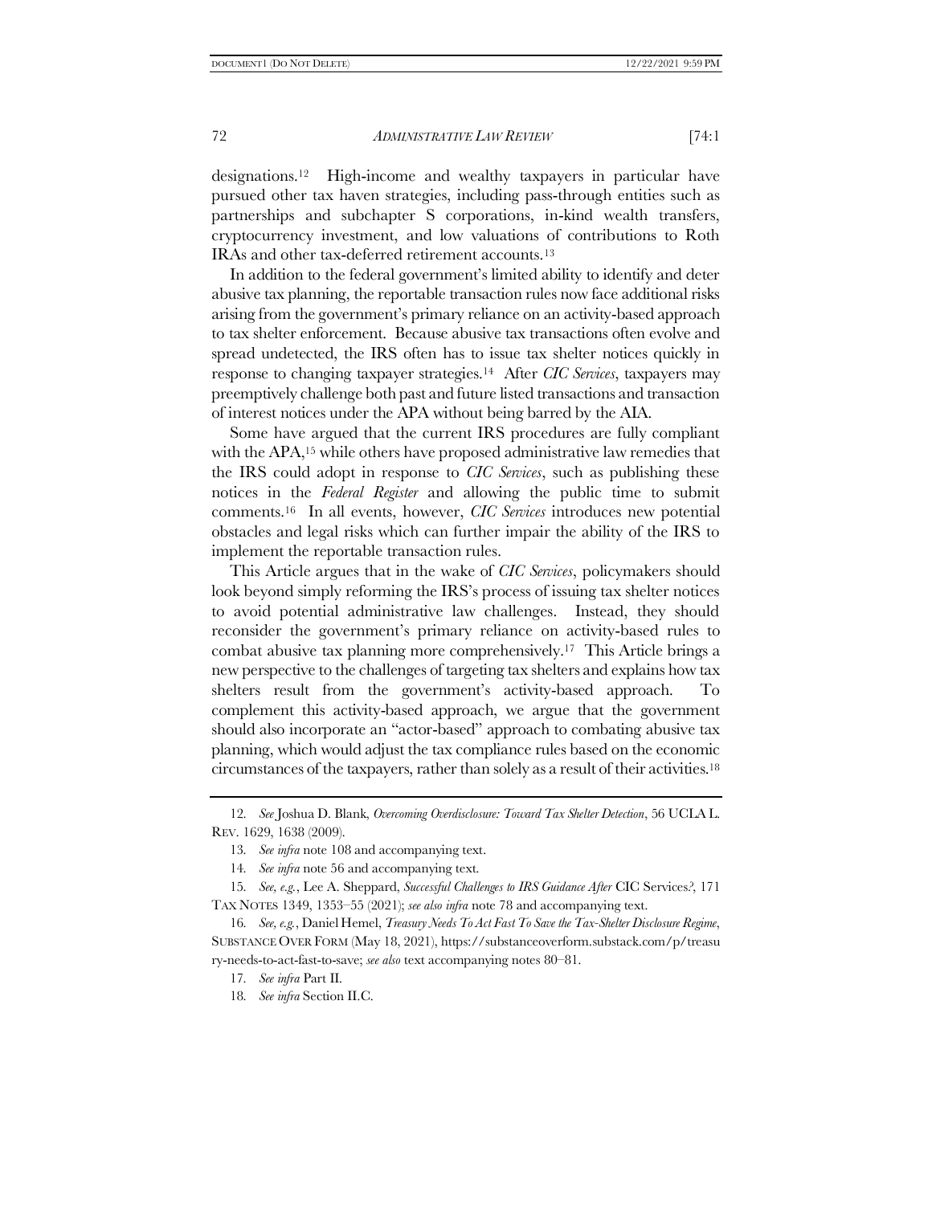designations.[12] High-income and wealthy taxpayers in particular have pursued other tax haven strategies, including pass-through entities such as partnerships and subchapter S corporations, in-kind wealth transfers, cryptocurrency investment, and low valuations of contributions to Roth IRAs and other tax-deferred retirement accounts.[13]

In addition to the federal government's limited ability to identify and deter abusive tax planning, the reportable transaction rules now face additional risks arising from the government's primary reliance on an activity-based approach to tax shelter enforcement. Because abusive tax transactions often evolve and spread undetected, the IRS often has to issue tax shelter notices quickly in response to changing taxpayer strategies.[14] After *CIC Services*, taxpayers may preemptively challenge both past and future listed transactions and transaction of interest notices under the APA without being barred by the AIA.

Some have argued that the current IRS procedures are fully compliant with the APA,[15] while others have proposed administrative law remedies that the IRS could adopt in response to *CIC Services*, such as publishing these notices in the *Federal Register* and allowing the public time to submit comments.[16] In all events, however, *CIC Services* introduces new potential obstacles and legal risks which can further impair the ability of the IRS to implement the reportable transaction rules.

This Article argues that in the wake of *CIC Services*, policymakers should look beyond simply reforming the IRS's process of issuing tax shelter notices to avoid potential administrative law challenges. Instead, they should reconsider the government's primary reliance on activity-based rules to combat abusive tax planning more comprehensively.[17] This Article brings a new perspective to the challenges of targeting tax shelters and explains how tax shelters result from the government's activity-based approach. To complement this activity-based approach, we argue that the government should also incorporate an "actor-based" approach to combating abusive tax planning, which would adjust the tax compliance rules based on the economic circumstances of the taxpayers, rather than solely as a result of their activities.[18]

---

12. *See* Joshua D. Blank, *Overcoming Overdisclosure: Toward Tax Shelter Detection*, 56 UCLA L. REV. 1629, 1638 (2009).

13. *See infra* note 108 and accompanying text.

14. *See infra* note 56 and accompanying text.

15. *See, e.g.*, Lee A. Sheppard, *Successful Challenges to IRS Guidance After* CIC Services*?*, 171 TAX NOTES 1349, 1353–55 (2021); *see also infra* note 78 and accompanying text.

16. *See, e.g.*, Daniel Hemel, *Treasury Needs To Act Fast To Save the Tax-Shelter Disclosure Regime*, SUBSTANCE OVER FORM (May 18, 2021), https://substanceoverform.substack.com/p/treasury-needs-to-act-fast-to-save; *see also* text accompanying notes 80–81.

17. *See infra* Part II.

18. *See infra* Section II.C.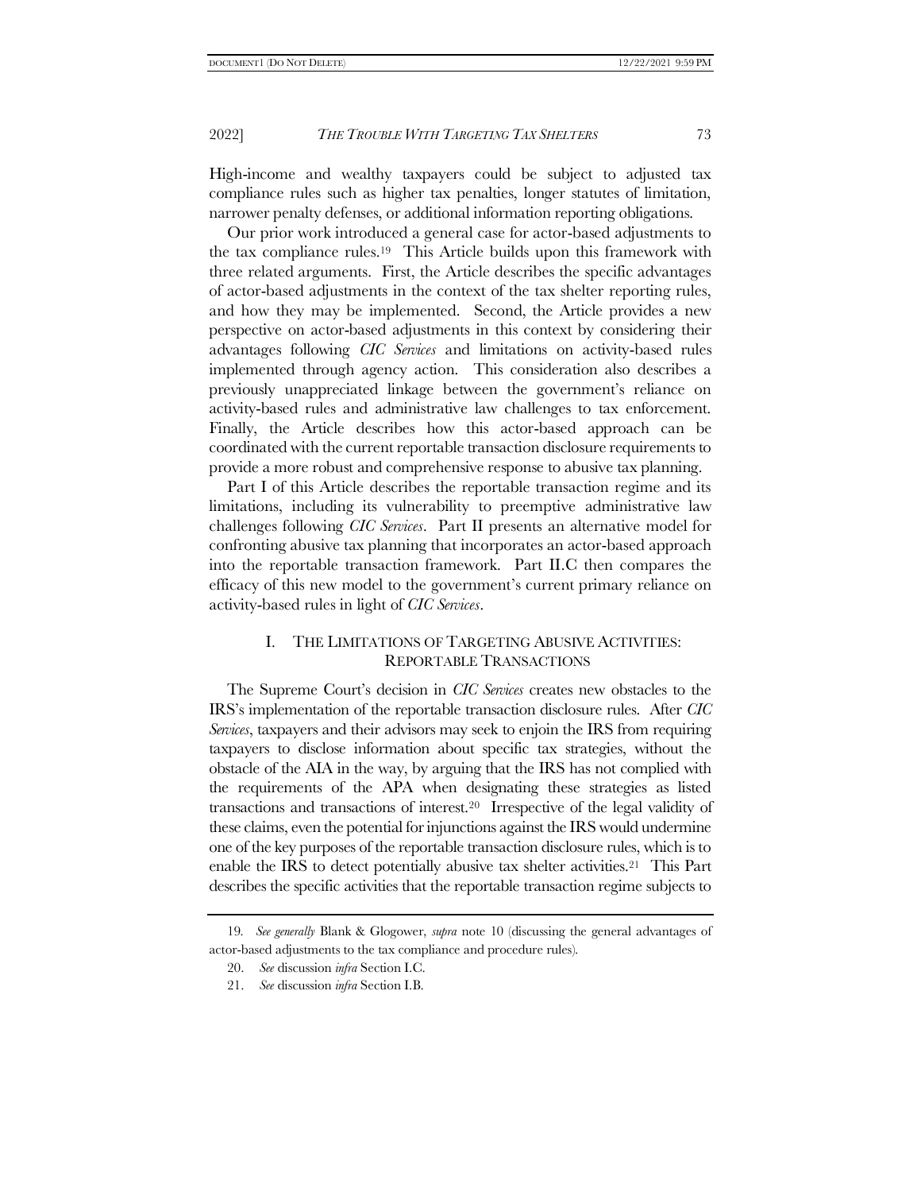High-income and wealthy taxpayers could be subject to adjusted tax compliance rules such as higher tax penalties, longer statutes of limitation, narrower penalty defenses, or additional information reporting obligations.

Our prior work introduced a general case for actor-based adjustments to the tax compliance rules.[19] This Article builds upon this framework with three related arguments. First, the Article describes the specific advantages of actor-based adjustments in the context of the tax shelter reporting rules, and how they may be implemented. Second, the Article provides a new perspective on actor-based adjustments in this context by considering their advantages following *CIC Services* and limitations on activity-based rules implemented through agency action. This consideration also describes a previously unappreciated linkage between the government's reliance on activity-based rules and administrative law challenges to tax enforcement. Finally, the Article describes how this actor-based approach can be coordinated with the current reportable transaction disclosure requirements to provide a more robust and comprehensive response to abusive tax planning.

Part I of this Article describes the reportable transaction regime and its limitations, including its vulnerability to preemptive administrative law challenges following *CIC Services*. Part II presents an alternative model for confronting abusive tax planning that incorporates an actor-based approach into the reportable transaction framework. Part II.C then compares the efficacy of this new model to the government's current primary reliance on activity-based rules in light of *CIC Services*.

## I. THE LIMITATIONS OF TARGETING ABUSIVE ACTIVITIES: REPORTABLE TRANSACTIONS

The Supreme Court's decision in *CIC Services* creates new obstacles to the IRS's implementation of the reportable transaction disclosure rules. After *CIC Services*, taxpayers and their advisors may seek to enjoin the IRS from requiring taxpayers to disclose information about specific tax strategies, without the obstacle of the AIA in the way, by arguing that the IRS has not complied with the requirements of the APA when designating these strategies as listed transactions and transactions of interest.[20] Irrespective of the legal validity of these claims, even the potential for injunctions against the IRS would undermine one of the key purposes of the reportable transaction disclosure rules, which is to enable the IRS to detect potentially abusive tax shelter activities.[21] This Part describes the specific activities that the reportable transaction regime subjects to

---

19. *See generally* Blank & Glogower, *supra* note 10 (discussing the general advantages of actor-based adjustments to the tax compliance and procedure rules).

20. *See* discussion *infra* Section I.C.

21. *See* discussion *infra* Section I.B.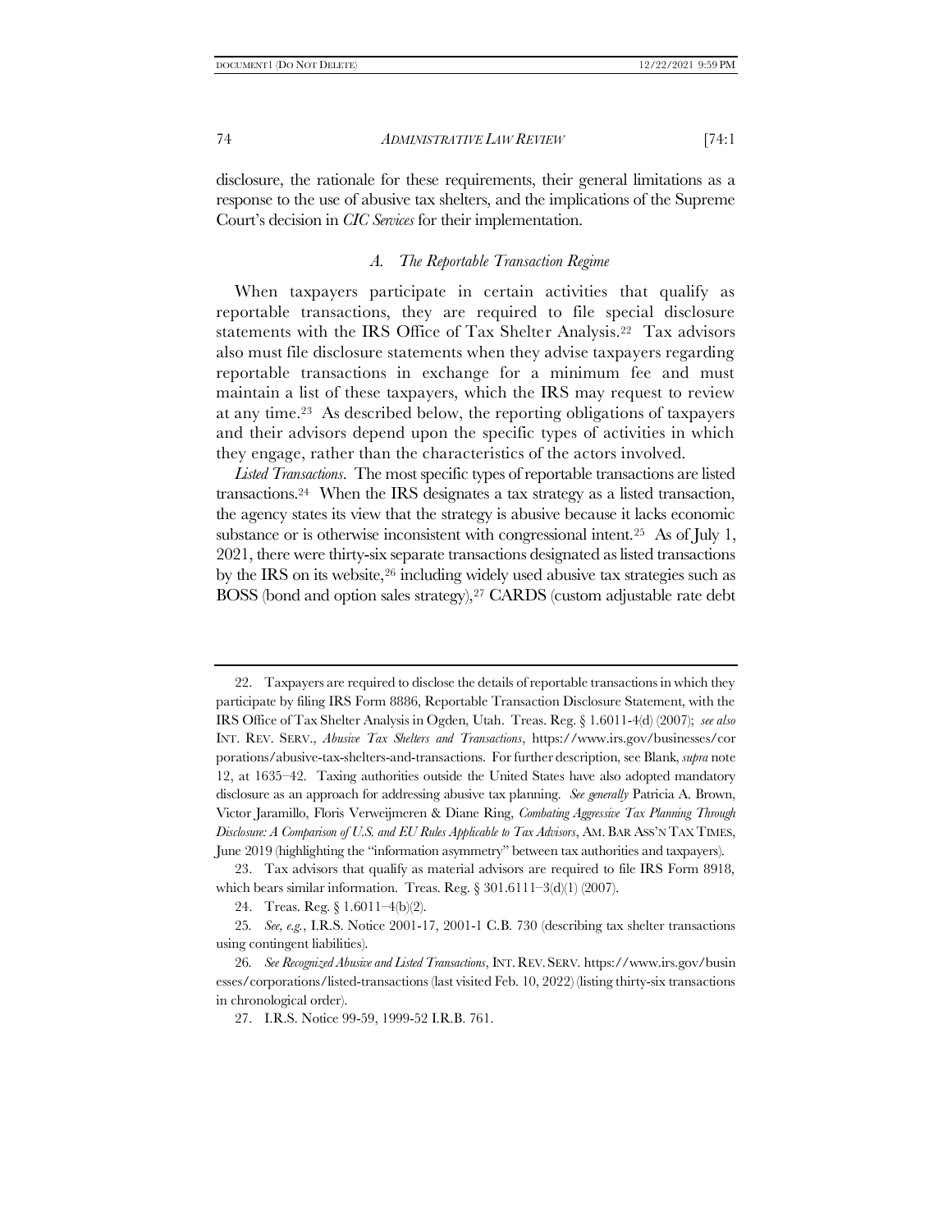disclosure, the rationale for these requirements, their general limitations as a response to the use of abusive tax shelters, and the implications of the Supreme Court's decision in *CIC Services* for their implementation.

### *A. The Reportable Transaction Regime*

When taxpayers participate in certain activities that qualify as reportable transactions, they are required to file special disclosure statements with the IRS Office of Tax Shelter Analysis.[22] Tax advisors also must file disclosure statements when they advise taxpayers regarding reportable transactions in exchange for a minimum fee and must maintain a list of these taxpayers, which the IRS may request to review at any time.[23] As described below, the reporting obligations of taxpayers and their advisors depend upon the specific types of activities in which they engage, rather than the characteristics of the actors involved.

*Listed Transactions*. The most specific types of reportable transactions are listed transactions.[24] When the IRS designates a tax strategy as a listed transaction, the agency states its view that the strategy is abusive because it lacks economic substance or is otherwise inconsistent with congressional intent.[25] As of July 1, 2021, there were thirty-six separate transactions designated as listed transactions by the IRS on its website,[26] including widely used abusive tax strategies such as BOSS (bond and option sales strategy),[27] CARDS (custom adjustable rate debt

---

22. Taxpayers are required to disclose the details of reportable transactions in which they participate by filing IRS Form 8886, Reportable Transaction Disclosure Statement, with the IRS Office of Tax Shelter Analysis in Ogden, Utah. Treas. Reg. § 1.6011-4(d) (2007); *see also* INT. REV. SERV., *Abusive Tax Shelters and Transactions*, https://www.irs.gov/businesses/corporations/abusive-tax-shelters-and-transactions. For further description, see Blank, *supra* note 12, at 1635–42. Taxing authorities outside the United States have also adopted mandatory disclosure as an approach for addressing abusive tax planning. *See generally* Patricia A. Brown, Victor Jaramillo, Floris Verweijmeren & Diane Ring, *Combating Aggressive Tax Planning Through Disclosure: A Comparison of U.S. and EU Rules Applicable to Tax Advisors*, AM. BAR ASS'N TAX TIMES, June 2019 (highlighting the "information asymmetry" between tax authorities and taxpayers).

23. Tax advisors that qualify as material advisors are required to file IRS Form 8918, which bears similar information. Treas. Reg. § 301.6111–3(d)(1) (2007).

24. Treas. Reg. § 1.6011–4(b)(2).

25. *See, e.g.*, I.R.S. Notice 2001-17, 2001-1 C.B. 730 (describing tax shelter transactions using contingent liabilities).

26. *See Recognized Abusive and Listed Transactions*, INT. REV. SERV. https://www.irs.gov/businesses/corporations/listed-transactions (last visited Feb. 10, 2022) (listing thirty-six transactions in chronological order).

27. I.R.S. Notice 99-59, 1999-52 I.R.B. 761.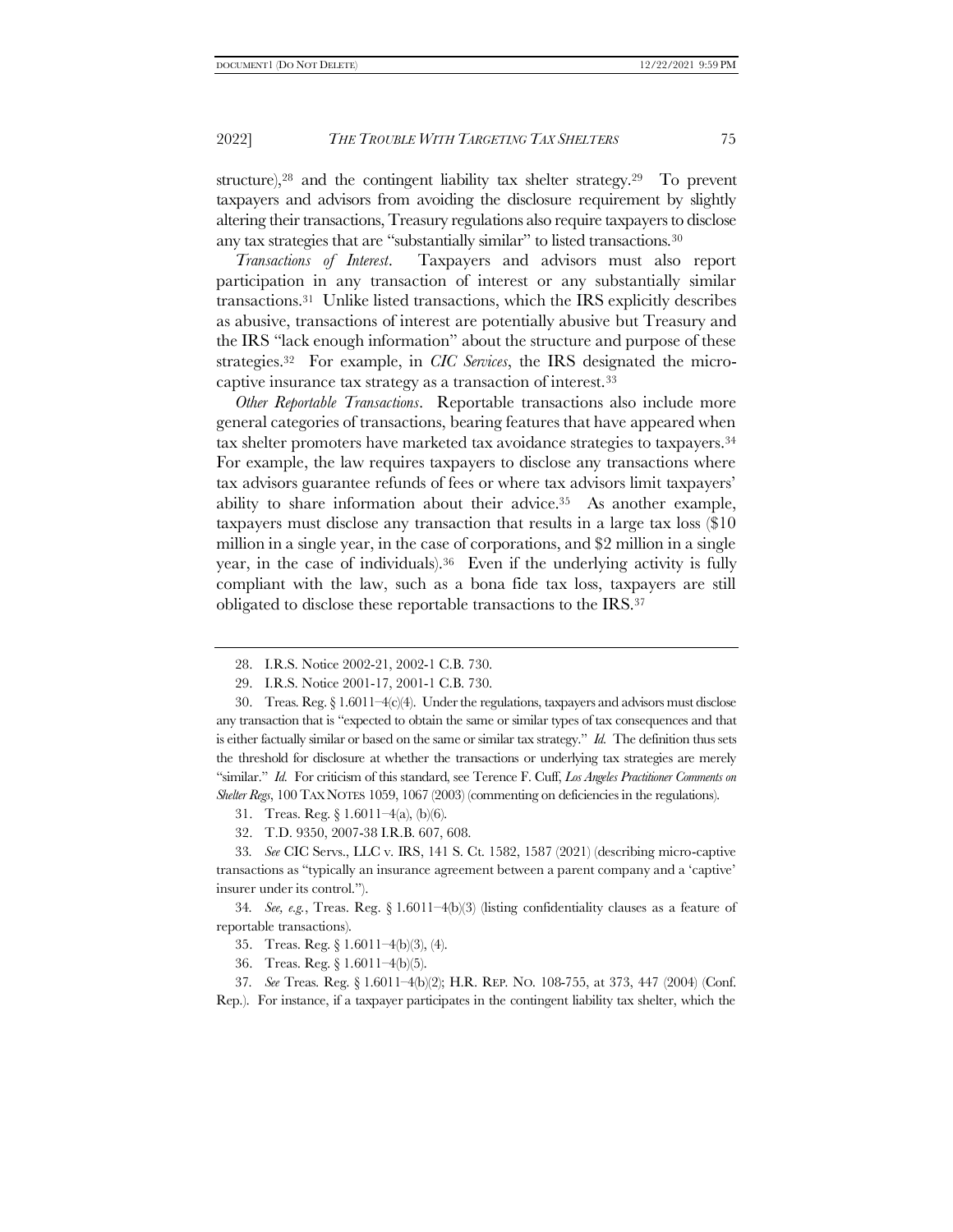structure),[28] and the contingent liability tax shelter strategy.[29] To prevent taxpayers and advisors from avoiding the disclosure requirement by slightly altering their transactions, Treasury regulations also require taxpayers to disclose any tax strategies that are "substantially similar" to listed transactions.[30]

*Transactions of Interest*. Taxpayers and advisors must also report participation in any transaction of interest or any substantially similar transactions.[31] Unlike listed transactions, which the IRS explicitly describes as abusive, transactions of interest are potentially abusive but Treasury and the IRS "lack enough information" about the structure and purpose of these strategies.[32] For example, in *CIC Services*, the IRS designated the micro-captive insurance tax strategy as a transaction of interest.[33]

*Other Reportable Transactions*. Reportable transactions also include more general categories of transactions, bearing features that have appeared when tax shelter promoters have marketed tax avoidance strategies to taxpayers.[34] For example, the law requires taxpayers to disclose any transactions where tax advisors guarantee refunds of fees or where tax advisors limit taxpayers' ability to share information about their advice.[35] As another example, taxpayers must disclose any transaction that results in a large tax loss ($10 million in a single year, in the case of corporations, and $2 million in a single year, in the case of individuals).[36] Even if the underlying activity is fully compliant with the law, such as a bona fide tax loss, taxpayers are still obligated to disclose these reportable transactions to the IRS.[37]

---

28. I.R.S. Notice 2002-21, 2002-1 C.B. 730.

29. I.R.S. Notice 2001-17, 2001-1 C.B. 730.

30. Treas. Reg. § 1.6011–4(c)(4). Under the regulations, taxpayers and advisors must disclose any transaction that is "expected to obtain the same or similar types of tax consequences and that is either factually similar or based on the same or similar tax strategy." *Id.* The definition thus sets the threshold for disclosure at whether the transactions or underlying tax strategies are merely "similar." *Id.* For criticism of this standard, see Terence F. Cuff, *Los Angeles Practitioner Comments on Shelter Regs*, 100 TAX NOTES 1059, 1067 (2003) (commenting on deficiencies in the regulations).

31. Treas. Reg. § 1.6011–4(a), (b)(6).

32. T.D. 9350, 2007-38 I.R.B. 607, 608.

33. *See* CIC Servs., LLC v. IRS, 141 S. Ct. 1582, 1587 (2021) (describing micro-captive transactions as "typically an insurance agreement between a parent company and a 'captive' insurer under its control.").

34. *See, e.g.*, Treas. Reg. § 1.6011–4(b)(3) (listing confidentiality clauses as a feature of reportable transactions).

35. Treas. Reg. § 1.6011–4(b)(3), (4).

36. Treas. Reg. § 1.6011–4(b)(5).

37. *See* Treas. Reg. § 1.6011–4(b)(2); H.R. REP. NO. 108-755, at 373, 447 (2004) (Conf. Rep.). For instance, if a taxpayer participates in the contingent liability tax shelter, which the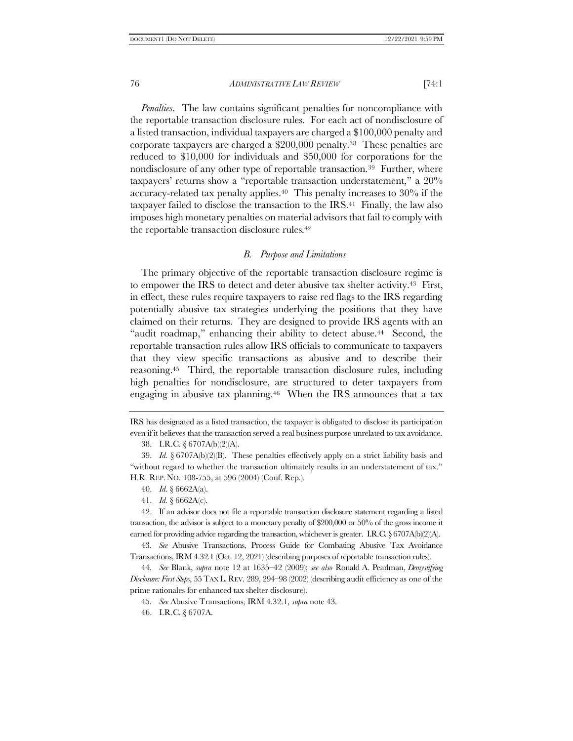*Penalties*. The law contains significant penalties for noncompliance with the reportable transaction disclosure rules. For each act of nondisclosure of a listed transaction, individual taxpayers are charged a $100,000 penalty and corporate taxpayers are charged a $200,000 penalty.[38] These penalties are reduced to $10,000 for individuals and $50,000 for corporations for the nondisclosure of any other type of reportable transaction.[39] Further, where taxpayers' returns show a "reportable transaction understatement," a 20% accuracy-related tax penalty applies.[40] This penalty increases to 30% if the taxpayer failed to disclose the transaction to the IRS.[41] Finally, the law also imposes high monetary penalties on material advisors that fail to comply with the reportable transaction disclosure rules.[42]

### *B. Purpose and Limitations*

The primary objective of the reportable transaction disclosure regime is to empower the IRS to detect and deter abusive tax shelter activity.[43] First, in effect, these rules require taxpayers to raise red flags to the IRS regarding potentially abusive tax strategies underlying the positions that they have claimed on their returns. They are designed to provide IRS agents with an "audit roadmap," enhancing their ability to detect abuse.[44] Second, the reportable transaction rules allow IRS officials to communicate to taxpayers that they view specific transactions as abusive and to describe their reasoning.[45] Third, the reportable transaction disclosure rules, including high penalties for nondisclosure, are structured to deter taxpayers from engaging in abusive tax planning.[46] When the IRS announces that a tax

---

IRS has designated as a listed transaction, the taxpayer is obligated to disclose its participation even if it believes that the transaction served a real business purpose unrelated to tax avoidance.

38. I.R.C. § 6707A(b)(2)(A).

39. *Id.* § 6707A(b)(2)(B). These penalties effectively apply on a strict liability basis and "without regard to whether the transaction ultimately results in an understatement of tax." H.R. REP. NO. 108-755, at 596 (2004) (Conf. Rep.).

40. *Id.* § 6662A(a).

41. *Id.* § 6662A(c).

42. If an advisor does not file a reportable transaction disclosure statement regarding a listed transaction, the advisor is subject to a monetary penalty of $200,000 or 50% of the gross income it earned for providing advice regarding the transaction, whichever is greater. I.R.C. § 6707A(b)(2)(A).

43. *See* Abusive Transactions, Process Guide for Combating Abusive Tax Avoidance Transactions, IRM 4.32.1 (Oct. 12, 2021) (describing purposes of reportable transaction rules).

44. *See* Blank, *supra* note 12 at 1635–42 (2009); *see also* Ronald A. Pearlman, *Demystifying Disclosure: First Steps*, 55 TAX L. REV. 289, 294–98 (2002) (describing audit efficiency as one of the prime rationales for enhanced tax shelter disclosure).

45. *See* Abusive Transactions, IRM 4.32.1, *supra* note 43.

46. I.R.C. § 6707A.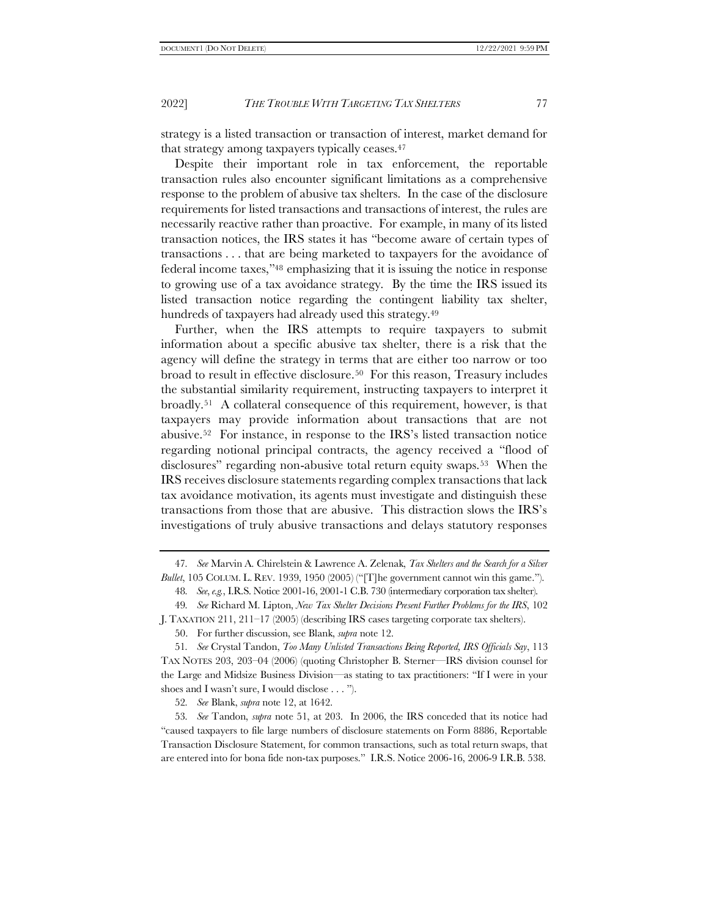strategy is a listed transaction or transaction of interest, market demand for that strategy among taxpayers typically ceases.[47]

Despite their important role in tax enforcement, the reportable transaction rules also encounter significant limitations as a comprehensive response to the problem of abusive tax shelters. In the case of the disclosure requirements for listed transactions and transactions of interest, the rules are necessarily reactive rather than proactive. For example, in many of its listed transaction notices, the IRS states it has "become aware of certain types of transactions . . . that are being marketed to taxpayers for the avoidance of federal income taxes,"[48] emphasizing that it is issuing the notice in response to growing use of a tax avoidance strategy. By the time the IRS issued its listed transaction notice regarding the contingent liability tax shelter, hundreds of taxpayers had already used this strategy.[49]

Further, when the IRS attempts to require taxpayers to submit information about a specific abusive tax shelter, there is a risk that the agency will define the strategy in terms that are either too narrow or too broad to result in effective disclosure.[50] For this reason, Treasury includes the substantial similarity requirement, instructing taxpayers to interpret it broadly.[51] A collateral consequence of this requirement, however, is that taxpayers may provide information about transactions that are not abusive.[52] For instance, in response to the IRS's listed transaction notice regarding notional principal contracts, the agency received a "flood of disclosures" regarding non-abusive total return equity swaps.[53] When the IRS receives disclosure statements regarding complex transactions that lack tax avoidance motivation, its agents must investigate and distinguish these transactions from those that are abusive. This distraction slows the IRS's investigations of truly abusive transactions and delays statutory responses

---

47. *See* Marvin A. Chirelstein & Lawrence A. Zelenak, *Tax Shelters and the Search for a Silver Bullet*, 105 COLUM. L. REV. 1939, 1950 (2005) ("[T]he government cannot win this game.").

48. *See, e.g.*, I.R.S. Notice 2001-16, 2001-1 C.B. 730 (intermediary corporation tax shelter).

49. *See* Richard M. Lipton, *New Tax Shelter Decisions Present Further Problems for the IRS*, 102 J. TAXATION 211, 211–17 (2005) (describing IRS cases targeting corporate tax shelters).

50. For further discussion, see Blank, *supra* note 12.

51. *See* Crystal Tandon, *Too Many Unlisted Transactions Being Reported, IRS Officials Say*, 113 TAX NOTES 203, 203–04 (2006) (quoting Christopher B. Sterner—IRS division counsel for the Large and Midsize Business Division—as stating to tax practitioners: "If I were in your shoes and I wasn't sure, I would disclose . . . ").

52. *See* Blank, *supra* note 12, at 1642.

53. *See* Tandon, *supra* note 51, at 203. In 2006, the IRS conceded that its notice had "caused taxpayers to file large numbers of disclosure statements on Form 8886, Reportable Transaction Disclosure Statement, for common transactions, such as total return swaps, that are entered into for bona fide non-tax purposes." I.R.S. Notice 2006-16, 2006-9 I.R.B. 538.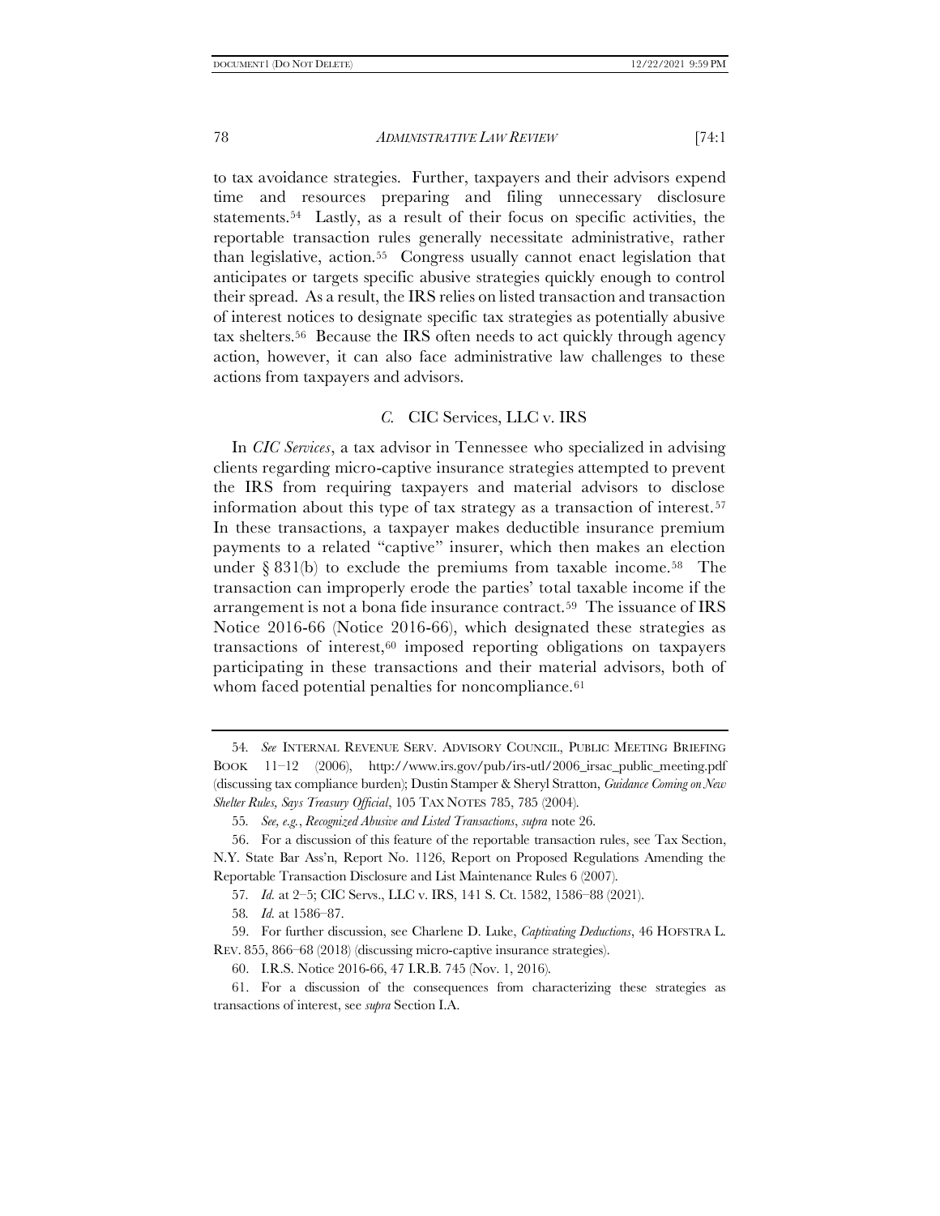to tax avoidance strategies. Further, taxpayers and their advisors expend time and resources preparing and filing unnecessary disclosure statements.[54] Lastly, as a result of their focus on specific activities, the reportable transaction rules generally necessitate administrative, rather than legislative, action.[55] Congress usually cannot enact legislation that anticipates or targets specific abusive strategies quickly enough to control their spread. As a result, the IRS relies on listed transaction and transaction of interest notices to designate specific tax strategies as potentially abusive tax shelters.[56] Because the IRS often needs to act quickly through agency action, however, it can also face administrative law challenges to these actions from taxpayers and advisors.

### *C.* CIC Services, LLC v. IRS

In *CIC Services*, a tax advisor in Tennessee who specialized in advising clients regarding micro-captive insurance strategies attempted to prevent the IRS from requiring taxpayers and material advisors to disclose information about this type of tax strategy as a transaction of interest.[57] In these transactions, a taxpayer makes deductible insurance premium payments to a related "captive" insurer, which then makes an election under § 831(b) to exclude the premiums from taxable income.[58] The transaction can improperly erode the parties' total taxable income if the arrangement is not a bona fide insurance contract.[59] The issuance of IRS Notice 2016-66 (Notice 2016-66), which designated these strategies as transactions of interest,[60] imposed reporting obligations on taxpayers participating in these transactions and their material advisors, both of whom faced potential penalties for noncompliance.[61]

---

54. *See* INTERNAL REVENUE SERV. ADVISORY COUNCIL, PUBLIC MEETING BRIEFING BOOK 11–12 (2006), http://www.irs.gov/pub/irs-utl/2006_irsac_public_meeting.pdf (discussing tax compliance burden); Dustin Stamper & Sheryl Stratton, *Guidance Coming on New Shelter Rules, Says Treasury Official*, 105 TAX NOTES 785, 785 (2004).

55. *See, e.g.*, *Recognized Abusive and Listed Transactions*, *supra* note 26.

56. For a discussion of this feature of the reportable transaction rules, see Tax Section, N.Y. State Bar Ass'n, Report No. 1126, Report on Proposed Regulations Amending the Reportable Transaction Disclosure and List Maintenance Rules 6 (2007).

57. *Id.* at 2–5; CIC Servs., LLC v. IRS, 141 S. Ct. 1582, 1586–88 (2021).

58. *Id.* at 1586–87.

59. For further discussion, see Charlene D. Luke, *Captivating Deductions*, 46 HOFSTRA L. REV. 855, 866–68 (2018) (discussing micro-captive insurance strategies).

60. I.R.S. Notice 2016-66, 47 I.R.B. 745 (Nov. 1, 2016).

61. For a discussion of the consequences from characterizing these strategies as transactions of interest, see *supra* Section I.A.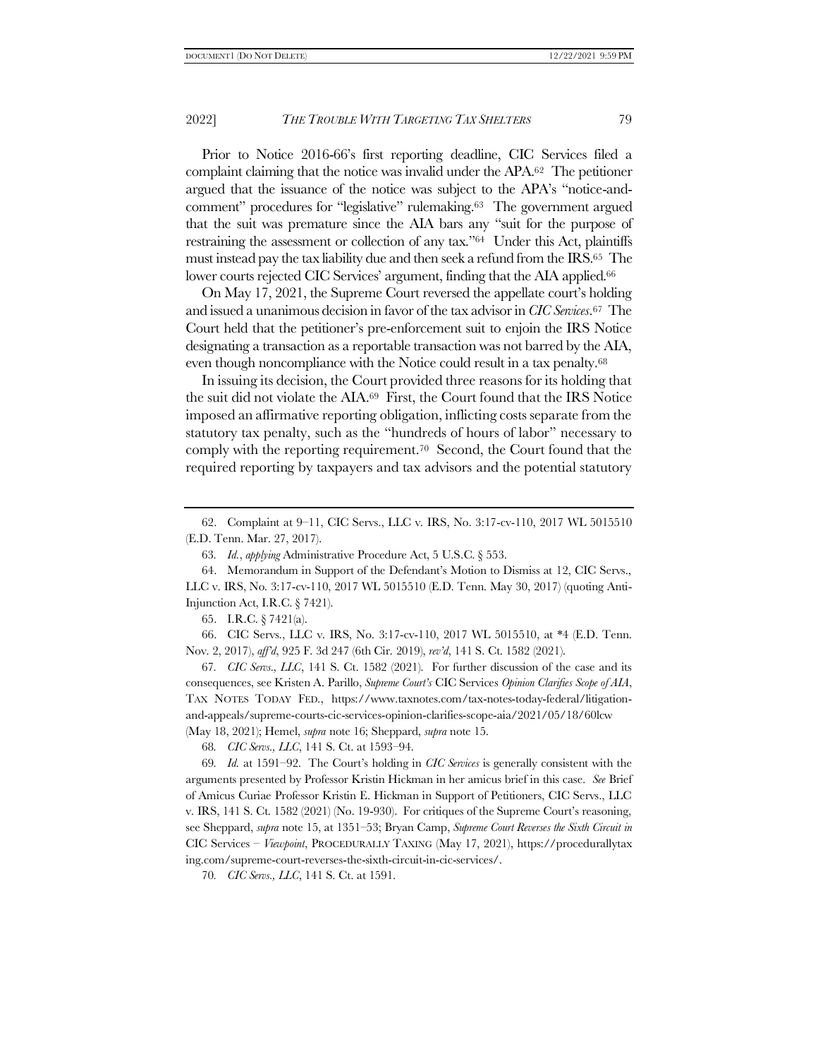Prior to Notice 2016-66's first reporting deadline, CIC Services filed a complaint claiming that the notice was invalid under the APA.[62] The petitioner argued that the issuance of the notice was subject to the APA's "notice-and-comment" procedures for "legislative" rulemaking.[63] The government argued that the suit was premature since the AIA bars any "suit for the purpose of restraining the assessment or collection of any tax."[64] Under this Act, plaintiffs must instead pay the tax liability due and then seek a refund from the IRS.[65] The lower courts rejected CIC Services' argument, finding that the AIA applied.[66]

On May 17, 2021, the Supreme Court reversed the appellate court's holding and issued a unanimous decision in favor of the tax advisor in *CIC Services*.[67] The Court held that the petitioner's pre-enforcement suit to enjoin the IRS Notice designating a transaction as a reportable transaction was not barred by the AIA, even though noncompliance with the Notice could result in a tax penalty.[68]

In issuing its decision, the Court provided three reasons for its holding that the suit did not violate the AIA.[69] First, the Court found that the IRS Notice imposed an affirmative reporting obligation, inflicting costs separate from the statutory tax penalty, such as the "hundreds of hours of labor" necessary to comply with the reporting requirement.[70] Second, the Court found that the required reporting by taxpayers and tax advisors and the potential statutory

---

62. Complaint at 9–11, CIC Servs., LLC v. IRS, No. 3:17-cv-110, 2017 WL 5015510 (E.D. Tenn. Mar. 27, 2017).

63. *Id.*, *applying* Administrative Procedure Act, 5 U.S.C. § 553.

64. Memorandum in Support of the Defendant's Motion to Dismiss at 12, CIC Servs., LLC v. IRS, No. 3:17-cv-110, 2017 WL 5015510 (E.D. Tenn. May 30, 2017) (quoting Anti-Injunction Act, I.R.C. § 7421).

65. I.R.C. § 7421(a).

66. CIC Servs., LLC v. IRS, No. 3:17-cv-110, 2017 WL 5015510, at *4 (E.D. Tenn. Nov. 2, 2017), *aff'd*, 925 F. 3d 247 (6th Cir. 2019), *rev'd*, 141 S. Ct. 1582 (2021).

67. *CIC Servs., LLC*, 141 S. Ct. 1582 (2021). For further discussion of the case and its consequences, see Kristen A. Parillo, *Supreme Court's* CIC Services *Opinion Clarifies Scope of AIA*, TAX NOTES TODAY FED., https://www.taxnotes.com/tax-notes-today-federal/litigation-and-appeals/supreme-courts-cic-services-opinion-clarifies-scope-aia/2021/05/18/60lcw (May 18, 2021); Hemel, *supra* note 16; Sheppard, *supra* note 15.

68. *CIC Servs., LLC*, 141 S. Ct. at 1593–94.

69. *Id.* at 1591–92. The Court's holding in *CIC Services* is generally consistent with the arguments presented by Professor Kristin Hickman in her amicus brief in this case. *See* Brief of Amicus Curiae Professor Kristin E. Hickman in Support of Petitioners, CIC Servs., LLC v. IRS, 141 S. Ct. 1582 (2021) (No. 19-930). For critiques of the Supreme Court's reasoning, see Sheppard, *supra* note 15, at 1351–53; Bryan Camp, *Supreme Court Reverses the Sixth Circuit in* CIC Services – *Viewpoint*, PROCEDURALLY TAXING (May 17, 2021), https://procedurallytaxing.com/supreme-court-reverses-the-sixth-circuit-in-cic-services/.

70. *CIC Servs., LLC*, 141 S. Ct. at 1591.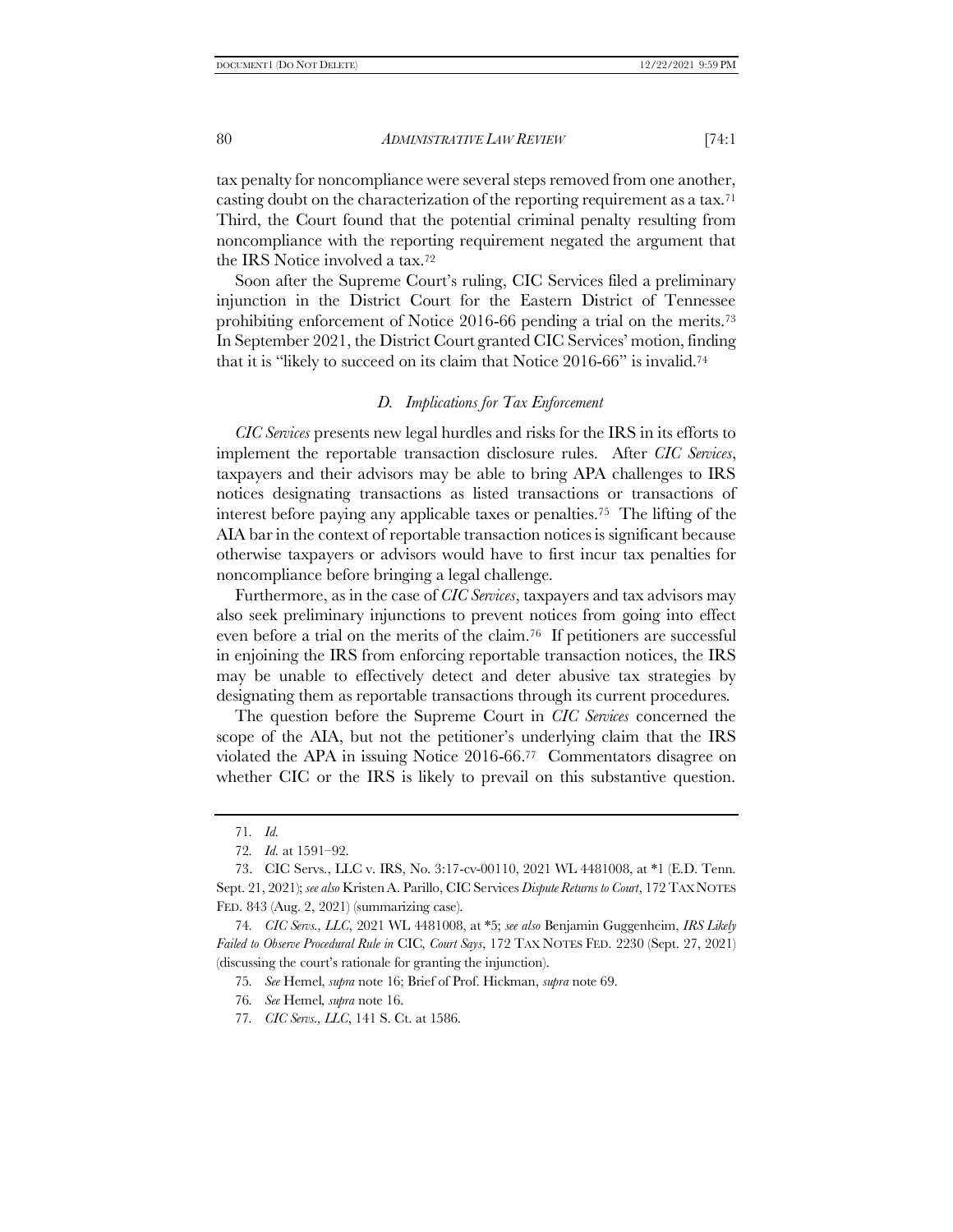tax penalty for noncompliance were several steps removed from one another, casting doubt on the characterization of the reporting requirement as a tax.[71] Third, the Court found that the potential criminal penalty resulting from noncompliance with the reporting requirement negated the argument that the IRS Notice involved a tax.[72]

Soon after the Supreme Court's ruling, CIC Services filed a preliminary injunction in the District Court for the Eastern District of Tennessee prohibiting enforcement of Notice 2016-66 pending a trial on the merits.[73] In September 2021, the District Court granted CIC Services' motion, finding that it is "likely to succeed on its claim that Notice 2016-66" is invalid.[74]

### *D. Implications for Tax Enforcement*

*CIC Services* presents new legal hurdles and risks for the IRS in its efforts to implement the reportable transaction disclosure rules. After *CIC Services*, taxpayers and their advisors may be able to bring APA challenges to IRS notices designating transactions as listed transactions or transactions of interest before paying any applicable taxes or penalties.[75] The lifting of the AIA bar in the context of reportable transaction notices is significant because otherwise taxpayers or advisors would have to first incur tax penalties for noncompliance before bringing a legal challenge.

Furthermore, as in the case of *CIC Services*, taxpayers and tax advisors may also seek preliminary injunctions to prevent notices from going into effect even before a trial on the merits of the claim.[76] If petitioners are successful in enjoining the IRS from enforcing reportable transaction notices, the IRS may be unable to effectively detect and deter abusive tax strategies by designating them as reportable transactions through its current procedures.

The question before the Supreme Court in *CIC Services* concerned the scope of the AIA, but not the petitioner's underlying claim that the IRS violated the APA in issuing Notice 2016-66.[77] Commentators disagree on whether CIC or the IRS is likely to prevail on this substantive question.

---

71. *Id.*

72. *Id.* at 1591–92.

73. CIC Servs., LLC v. IRS, No. 3:17-cv-00110, 2021 WL 4481008, at *1 (E.D. Tenn. Sept. 21, 2021); *see also* Kristen A. Parillo, CIC Services *Dispute Returns to Court*, 172 TAX NOTES FED. 843 (Aug. 2, 2021) (summarizing case).

74. *CIC Servs., LLC*, 2021 WL 4481008, at *5; *see also* Benjamin Guggenheim, *IRS Likely Failed to Observe Procedural Rule in* CIC*, Court Says*, 172 TAX NOTES FED. 2230 (Sept. 27, 2021) (discussing the court's rationale for granting the injunction).

75. *See* Hemel, *supra* note 16; Brief of Prof. Hickman, *supra* note 69.

76. *See* Hemel, *supra* note 16.

77. *CIC Servs., LLC*, 141 S. Ct. at 1586.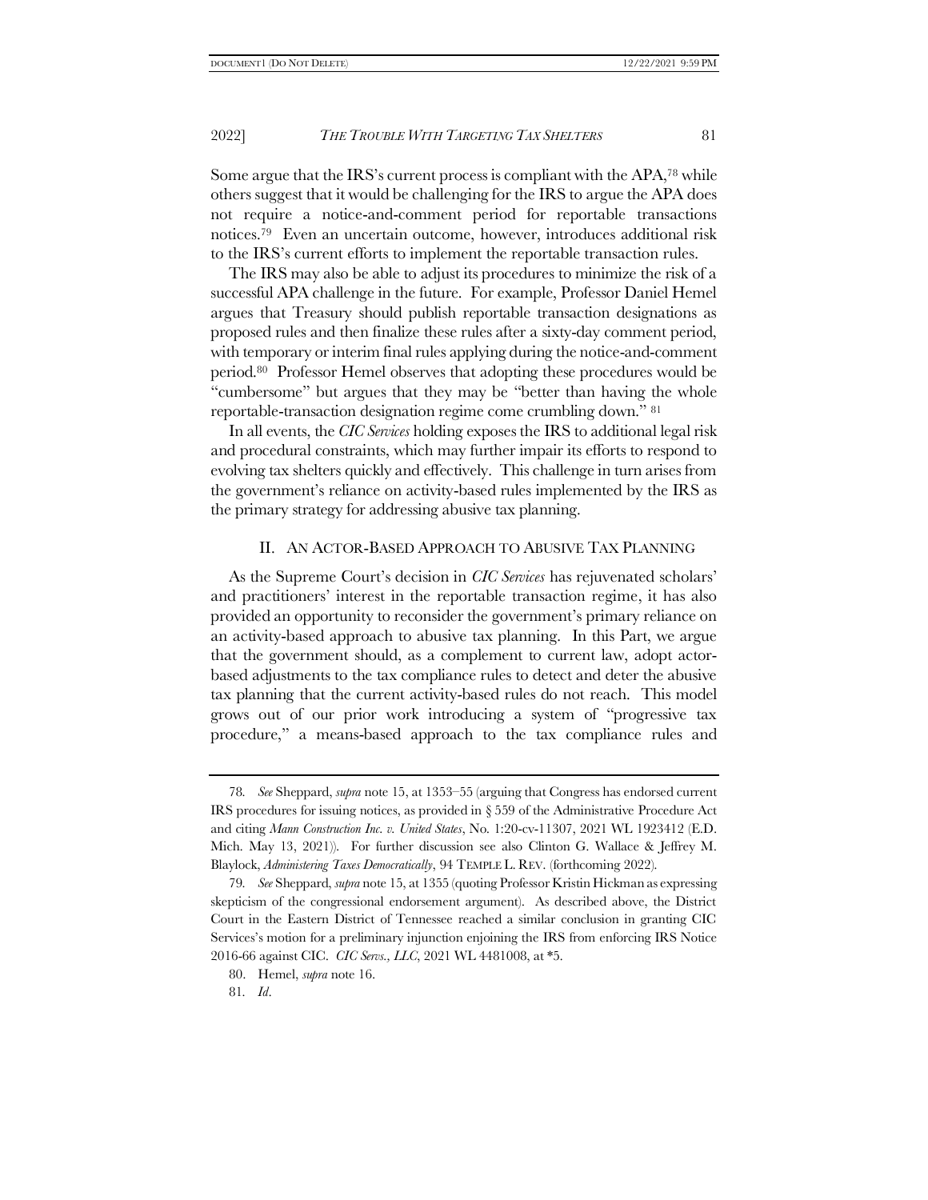Some argue that the IRS's current process is compliant with the APA,[78] while others suggest that it would be challenging for the IRS to argue the APA does not require a notice-and-comment period for reportable transactions notices.[79] Even an uncertain outcome, however, introduces additional risk to the IRS's current efforts to implement the reportable transaction rules.

The IRS may also be able to adjust its procedures to minimize the risk of a successful APA challenge in the future. For example, Professor Daniel Hemel argues that Treasury should publish reportable transaction designations as proposed rules and then finalize these rules after a sixty-day comment period, with temporary or interim final rules applying during the notice-and-comment period.[80] Professor Hemel observes that adopting these procedures would be "cumbersome" but argues that they may be "better than having the whole reportable-transaction designation regime come crumbling down." [81]

In all events, the *CIC Services* holding exposes the IRS to additional legal risk and procedural constraints, which may further impair its efforts to respond to evolving tax shelters quickly and effectively. This challenge in turn arises from the government's reliance on activity-based rules implemented by the IRS as the primary strategy for addressing abusive tax planning.

## II. AN ACTOR-BASED APPROACH TO ABUSIVE TAX PLANNING

As the Supreme Court's decision in *CIC Services* has rejuvenated scholars' and practitioners' interest in the reportable transaction regime, it has also provided an opportunity to reconsider the government's primary reliance on an activity-based approach to abusive tax planning. In this Part, we argue that the government should, as a complement to current law, adopt actor-based adjustments to the tax compliance rules to detect and deter the abusive tax planning that the current activity-based rules do not reach. This model grows out of our prior work introducing a system of "progressive tax procedure," a means-based approach to the tax compliance rules and

---

78. *See* Sheppard, *supra* note 15, at 1353–55 (arguing that Congress has endorsed current IRS procedures for issuing notices, as provided in § 559 of the Administrative Procedure Act and citing *Mann Construction Inc. v. United States*, No. 1:20-cv-11307, 2021 WL 1923412 (E.D. Mich. May 13, 2021)). For further discussion see also Clinton G. Wallace & Jeffrey M. Blaylock, *Administering Taxes Democratically*, 94 TEMPLE L. REV. (forthcoming 2022).

79. *See* Sheppard, *supra* note 15, at 1355 (quoting Professor Kristin Hickman as expressing skepticism of the congressional endorsement argument). As described above, the District Court in the Eastern District of Tennessee reached a similar conclusion in granting CIC Services's motion for a preliminary injunction enjoining the IRS from enforcing IRS Notice 2016-66 against CIC. *CIC Servs., LLC*, 2021 WL 4481008, at *5.

80. Hemel, *supra* note 16.

81. *Id*.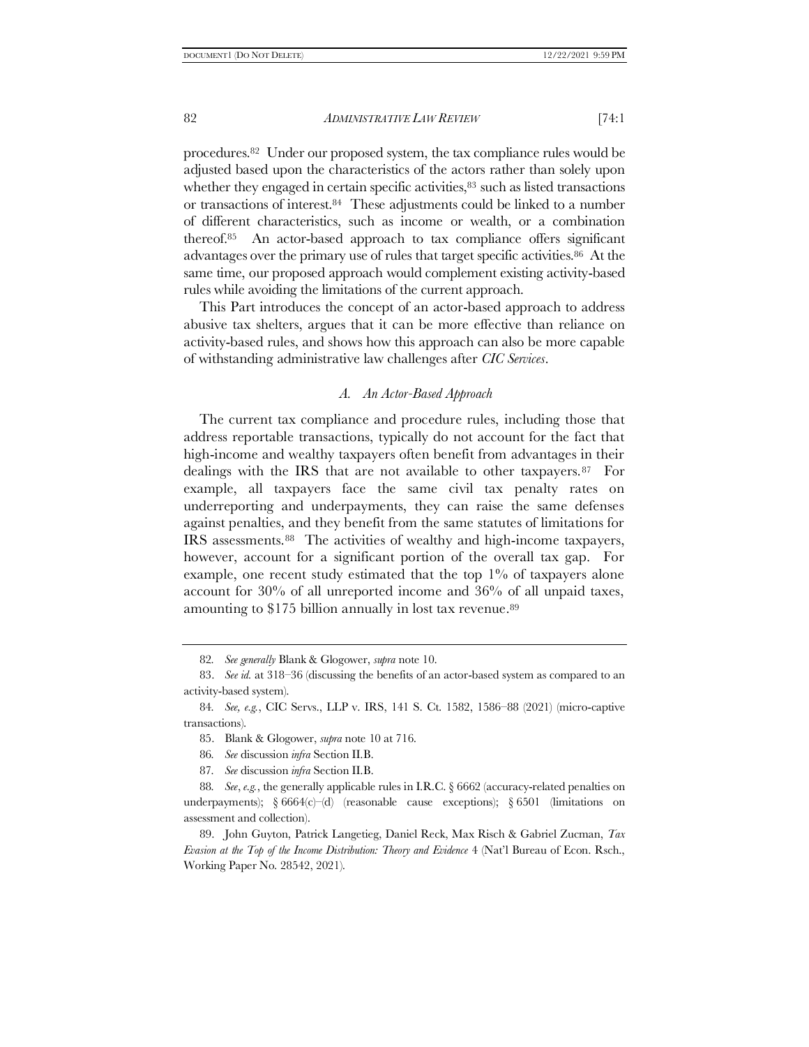procedures.[82] Under our proposed system, the tax compliance rules would be adjusted based upon the characteristics of the actors rather than solely upon whether they engaged in certain specific activities,[83] such as listed transactions or transactions of interest.[84] These adjustments could be linked to a number of different characteristics, such as income or wealth, or a combination thereof.[85] An actor-based approach to tax compliance offers significant advantages over the primary use of rules that target specific activities.[86] At the same time, our proposed approach would complement existing activity-based rules while avoiding the limitations of the current approach.

This Part introduces the concept of an actor-based approach to address abusive tax shelters, argues that it can be more effective than reliance on activity-based rules, and shows how this approach can also be more capable of withstanding administrative law challenges after *CIC Services*.

### *A. An Actor-Based Approach*

The current tax compliance and procedure rules, including those that address reportable transactions, typically do not account for the fact that high-income and wealthy taxpayers often benefit from advantages in their dealings with the IRS that are not available to other taxpayers.[87] For example, all taxpayers face the same civil tax penalty rates on underreporting and underpayments, they can raise the same defenses against penalties, and they benefit from the same statutes of limitations for IRS assessments.[88] The activities of wealthy and high-income taxpayers, however, account for a significant portion of the overall tax gap. For example, one recent study estimated that the top 1% of taxpayers alone account for 30% of all unreported income and 36% of all unpaid taxes, amounting to $175 billion annually in lost tax revenue.[89]

---

82. *See generally* Blank & Glogower, *supra* note 10.

83. *See id.* at 318–36 (discussing the benefits of an actor-based system as compared to an activity-based system).

84. *See, e.g.*, CIC Servs., LLP v. IRS, 141 S. Ct. 1582, 1586–88 (2021) (micro-captive transactions).

85. Blank & Glogower, *supra* note 10 at 716.

86. *See* discussion *infra* Section II.B.

87. *See* discussion *infra* Section II.B.

88. *See*, *e.g.*, the generally applicable rules in I.R.C. § 6662 (accuracy-related penalties on underpayments); § 6664(c)–(d) (reasonable cause exceptions); § 6501 (limitations on assessment and collection).

89. John Guyton, Patrick Langetieg, Daniel Reck, Max Risch & Gabriel Zucman, *Tax Evasion at the Top of the Income Distribution: Theory and Evidence* 4 (Nat'l Bureau of Econ. Rsch., Working Paper No. 28542, 2021).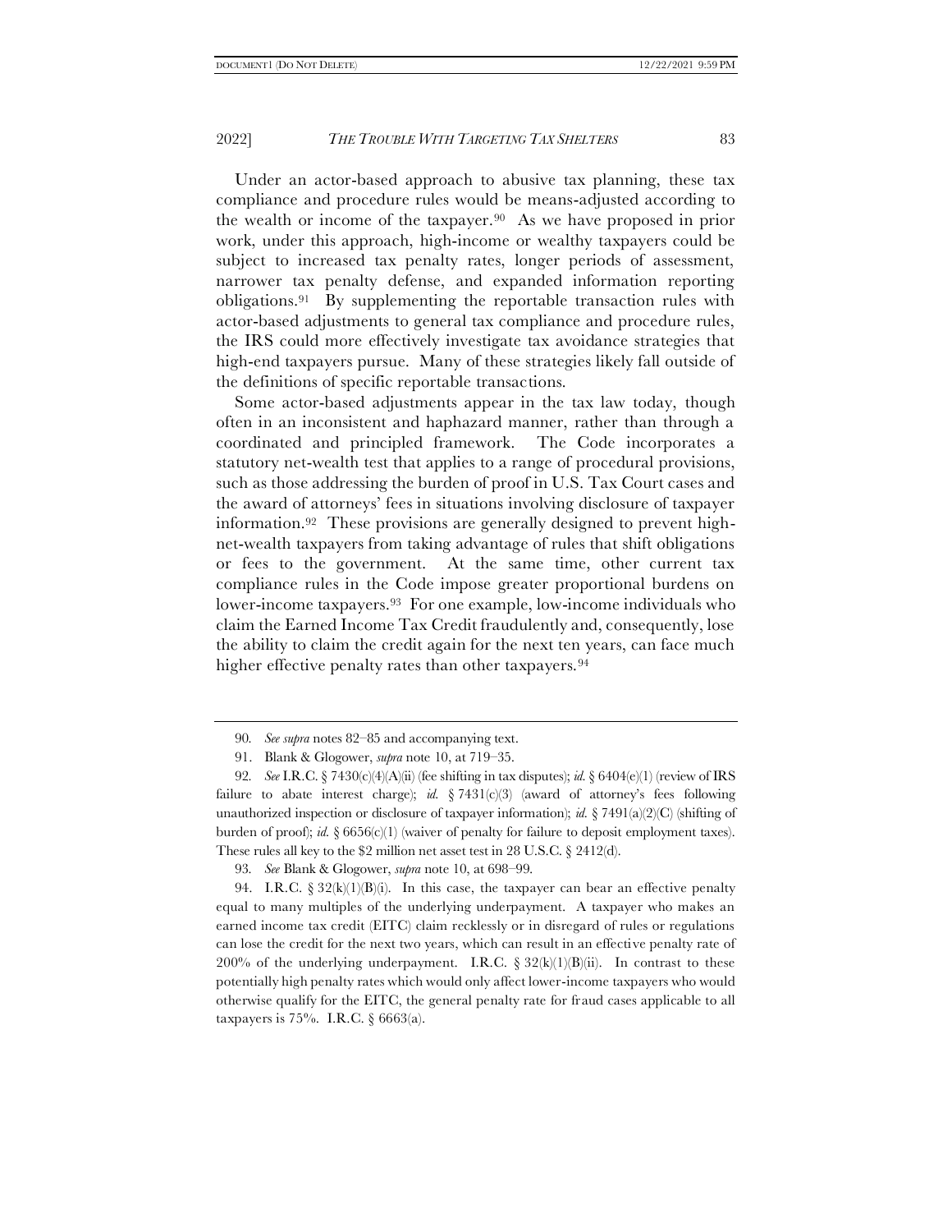Under an actor-based approach to abusive tax planning, these tax compliance and procedure rules would be means-adjusted according to the wealth or income of the taxpayer.[90] As we have proposed in prior work, under this approach, high-income or wealthy taxpayers could be subject to increased tax penalty rates, longer periods of assessment, narrower tax penalty defense, and expanded information reporting obligations.[91] By supplementing the reportable transaction rules with actor-based adjustments to general tax compliance and procedure rules, the IRS could more effectively investigate tax avoidance strategies that high-end taxpayers pursue. Many of these strategies likely fall outside of the definitions of specific reportable transactions.

Some actor-based adjustments appear in the tax law today, though often in an inconsistent and haphazard manner, rather than through a coordinated and principled framework. The Code incorporates a statutory net-wealth test that applies to a range of procedural provisions, such as those addressing the burden of proof in U.S. Tax Court cases and the award of attorneys' fees in situations involving disclosure of taxpayer information.[92] These provisions are generally designed to prevent high-net-wealth taxpayers from taking advantage of rules that shift obligations or fees to the government. At the same time, other current tax compliance rules in the Code impose greater proportional burdens on lower-income taxpayers.[93] For one example, low-income individuals who claim the Earned Income Tax Credit fraudulently and, consequently, lose the ability to claim the credit again for the next ten years, can face much higher effective penalty rates than other taxpayers.[94]

---

90. *See supra* notes 82–85 and accompanying text.

91. Blank & Glogower, *supra* note 10, at 719–35.

92. *See* I.R.C. § 7430(c)(4)(A)(ii) (fee shifting in tax disputes); *id.* § 6404(e)(1) (review of IRS failure to abate interest charge); *id.* § 7431(c)(3) (award of attorney's fees following unauthorized inspection or disclosure of taxpayer information); *id.* § 7491(a)(2)(C) (shifting of burden of proof); *id.* § 6656(c)(1) (waiver of penalty for failure to deposit employment taxes). These rules all key to the $2 million net asset test in 28 U.S.C. § 2412(d).

93. *See* Blank & Glogower, *supra* note 10, at 698–99.

94. I.R.C. § 32(k)(1)(B)(i). In this case, the taxpayer can bear an effective penalty equal to many multiples of the underlying underpayment. A taxpayer who makes an earned income tax credit (EITC) claim recklessly or in disregard of rules or regulations can lose the credit for the next two years, which can result in an effective penalty rate of 200% of the underlying underpayment. I.R.C. § 32(k)(1)(B)(ii). In contrast to these potentially high penalty rates which would only affect lower-income taxpayers who would otherwise qualify for the EITC, the general penalty rate for fraud cases applicable to all taxpayers is 75%. I.R.C. § 6663(a).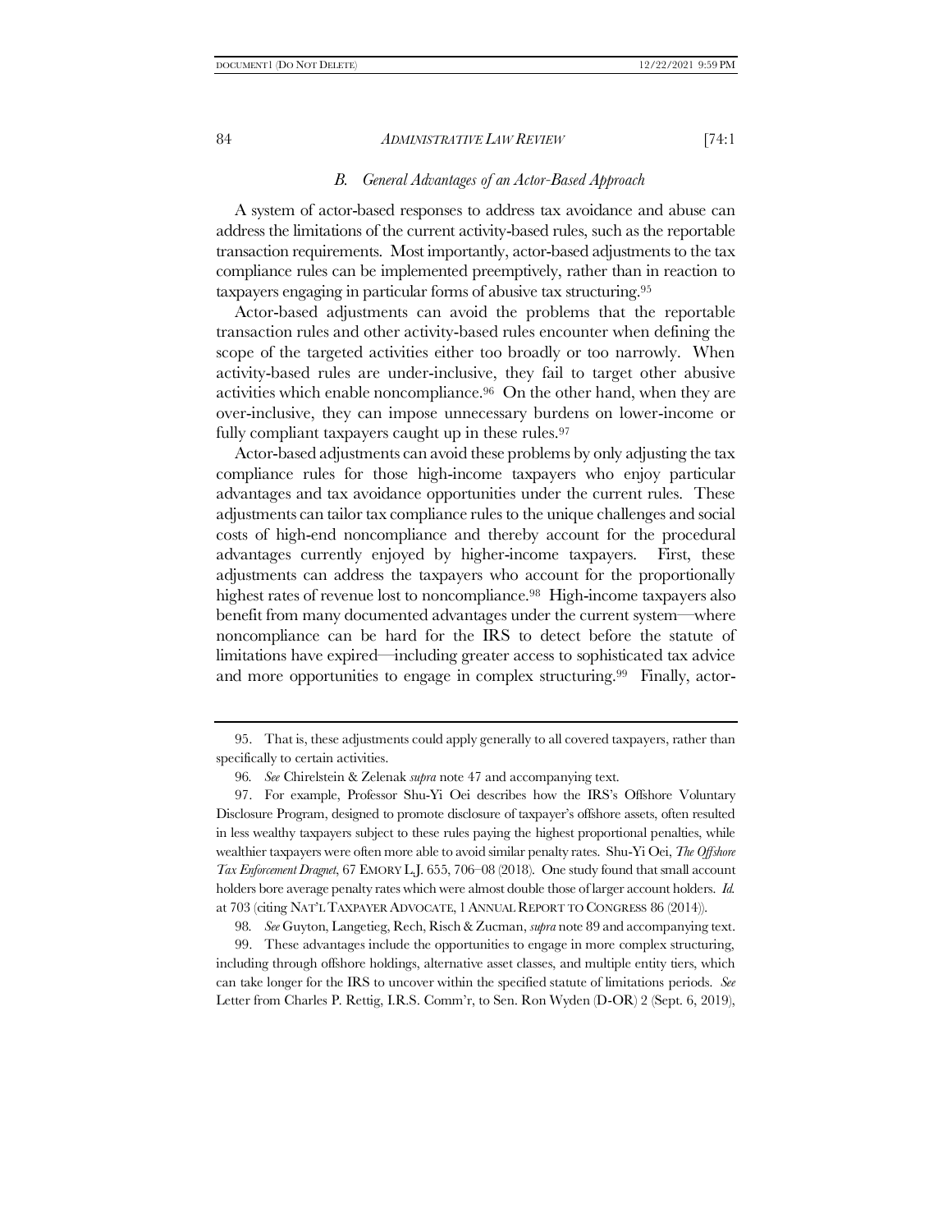### *B. General Advantages of an Actor-Based Approach*

A system of actor-based responses to address tax avoidance and abuse can address the limitations of the current activity-based rules, such as the reportable transaction requirements. Most importantly, actor-based adjustments to the tax compliance rules can be implemented preemptively, rather than in reaction to taxpayers engaging in particular forms of abusive tax structuring.[95]

Actor-based adjustments can avoid the problems that the reportable transaction rules and other activity-based rules encounter when defining the scope of the targeted activities either too broadly or too narrowly. When activity-based rules are under-inclusive, they fail to target other abusive activities which enable noncompliance.[96] On the other hand, when they are over-inclusive, they can impose unnecessary burdens on lower-income or fully compliant taxpayers caught up in these rules.[97]

Actor-based adjustments can avoid these problems by only adjusting the tax compliance rules for those high-income taxpayers who enjoy particular advantages and tax avoidance opportunities under the current rules. These adjustments can tailor tax compliance rules to the unique challenges and social costs of high-end noncompliance and thereby account for the procedural advantages currently enjoyed by higher-income taxpayers. First, these adjustments can address the taxpayers who account for the proportionally highest rates of revenue lost to noncompliance.[98] High-income taxpayers also benefit from many documented advantages under the current system—where noncompliance can be hard for the IRS to detect before the statute of limitations have expired—including greater access to sophisticated tax advice and more opportunities to engage in complex structuring.[99] Finally, actor-

---

95. That is, these adjustments could apply generally to all covered taxpayers, rather than specifically to certain activities.

96. *See* Chirelstein & Zelenak *supra* note 47 and accompanying text.

97. For example, Professor Shu-Yi Oei describes how the IRS's Offshore Voluntary Disclosure Program, designed to promote disclosure of taxpayer's offshore assets, often resulted in less wealthy taxpayers subject to these rules paying the highest proportional penalties, while wealthier taxpayers were often more able to avoid similar penalty rates. Shu-Yi Oei, *The Offshore Tax Enforcement Dragnet*, 67 EMORY L.J. 655, 706–08 (2018). One study found that small account holders bore average penalty rates which were almost double those of larger account holders. *Id.* at 703 (citing NAT'L TAXPAYER ADVOCATE, 1 ANNUAL REPORT TO CONGRESS 86 (2014)).

98. *See* Guyton, Langetieg, Rech, Risch & Zucman, *supra* note 89 and accompanying text.

99. These advantages include the opportunities to engage in more complex structuring, including through offshore holdings, alternative asset classes, and multiple entity tiers, which can take longer for the IRS to uncover within the specified statute of limitations periods. *See* Letter from Charles P. Rettig, I.R.S. Comm'r, to Sen. Ron Wyden (D-OR) 2 (Sept. 6, 2019),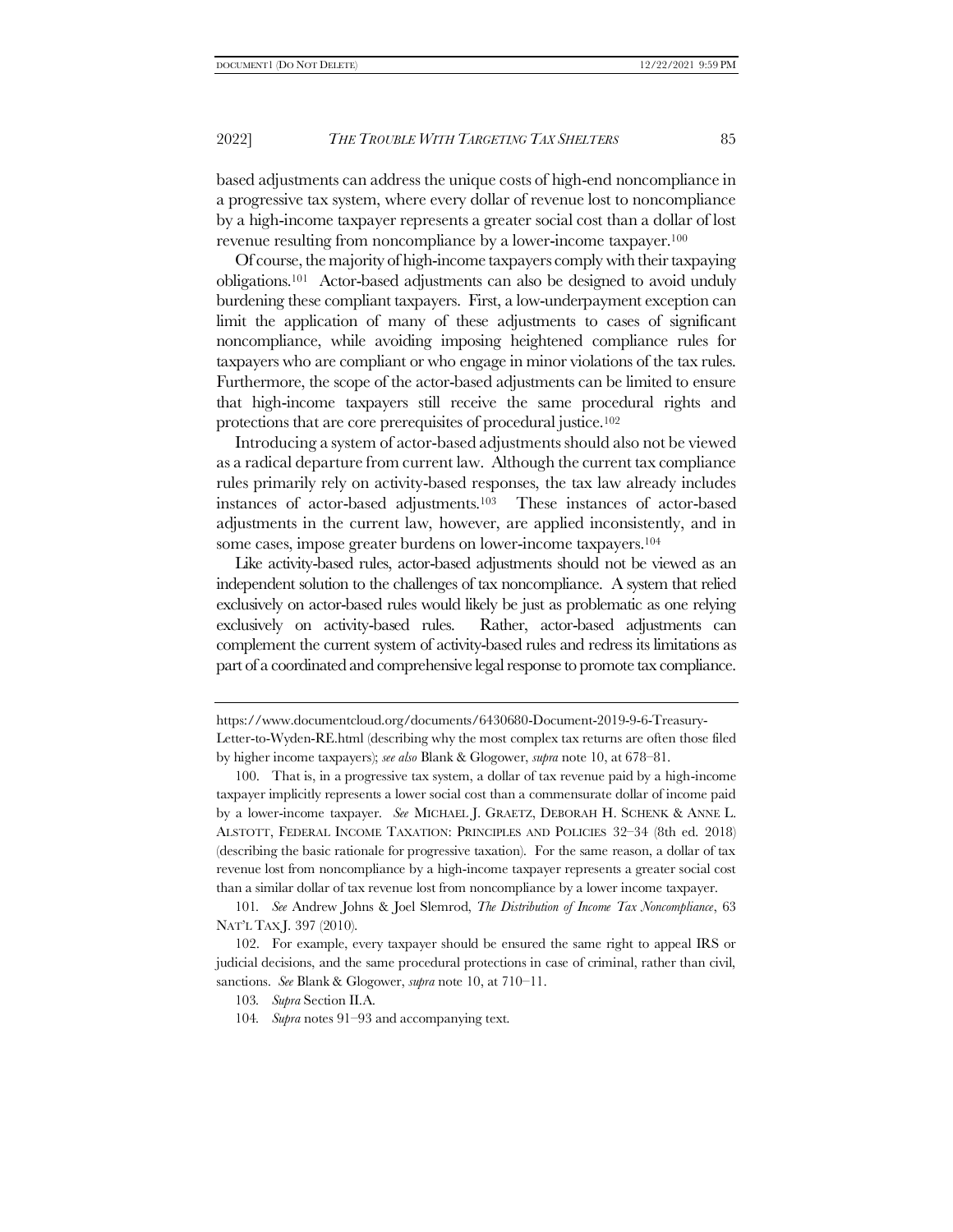based adjustments can address the unique costs of high-end noncompliance in a progressive tax system, where every dollar of revenue lost to noncompliance by a high-income taxpayer represents a greater social cost than a dollar of lost revenue resulting from noncompliance by a lower-income taxpayer.[100]

Of course, the majority of high-income taxpayers comply with their taxpaying obligations.[101] Actor-based adjustments can also be designed to avoid unduly burdening these compliant taxpayers. First, a low-underpayment exception can limit the application of many of these adjustments to cases of significant noncompliance, while avoiding imposing heightened compliance rules for taxpayers who are compliant or who engage in minor violations of the tax rules. Furthermore, the scope of the actor-based adjustments can be limited to ensure that high-income taxpayers still receive the same procedural rights and protections that are core prerequisites of procedural justice.[102]

Introducing a system of actor-based adjustments should also not be viewed as a radical departure from current law. Although the current tax compliance rules primarily rely on activity-based responses, the tax law already includes instances of actor-based adjustments.[103] These instances of actor-based adjustments in the current law, however, are applied inconsistently, and in some cases, impose greater burdens on lower-income taxpayers.[104]

Like activity-based rules, actor-based adjustments should not be viewed as an independent solution to the challenges of tax noncompliance. A system that relied exclusively on actor-based rules would likely be just as problematic as one relying exclusively on activity-based rules. Rather, actor-based adjustments can complement the current system of activity-based rules and redress its limitations as part of a coordinated and comprehensive legal response to promote tax compliance.

---

https://www.documentcloud.org/documents/6430680-Document-2019-9-6-Treasury-Letter-to-Wyden-RE.html (describing why the most complex tax returns are often those filed by higher income taxpayers); *see also* Blank & Glogower, *supra* note 10, at 678–81.

100. That is, in a progressive tax system, a dollar of tax revenue paid by a high-income taxpayer implicitly represents a lower social cost than a commensurate dollar of income paid by a lower-income taxpayer. *See* MICHAEL J. GRAETZ, DEBORAH H. SCHENK & ANNE L. ALSTOTT, FEDERAL INCOME TAXATION: PRINCIPLES AND POLICIES 32–34 (8th ed. 2018) (describing the basic rationale for progressive taxation). For the same reason, a dollar of tax revenue lost from noncompliance by a high-income taxpayer represents a greater social cost than a similar dollar of tax revenue lost from noncompliance by a lower income taxpayer.

101. *See* Andrew Johns & Joel Slemrod, *The Distribution of Income Tax Noncompliance*, 63 NAT'L TAX J. 397 (2010).

102. For example, every taxpayer should be ensured the same right to appeal IRS or judicial decisions, and the same procedural protections in case of criminal, rather than civil, sanctions. *See* Blank & Glogower, *supra* note 10, at 710–11.

103. *Supra* Section II.A.

104. *Supra* notes 91–93 and accompanying text.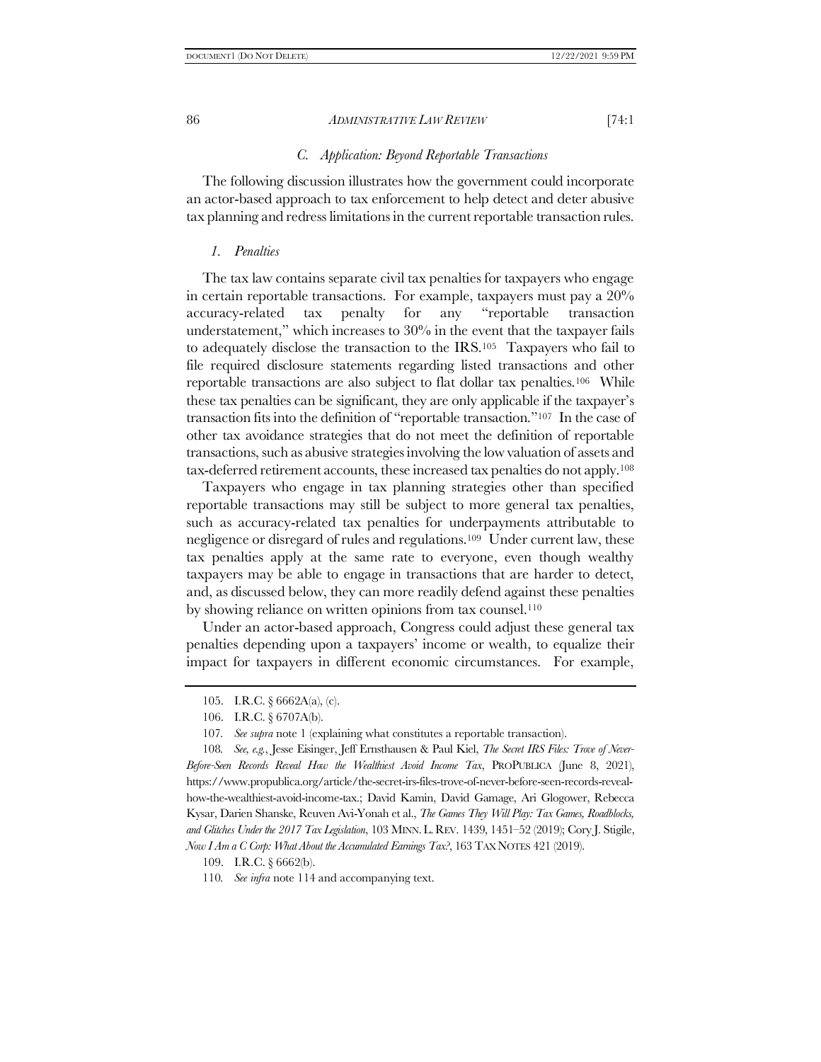### *C. Application: Beyond Reportable Transactions*

The following discussion illustrates how the government could incorporate an actor-based approach to tax enforcement to help detect and deter abusive tax planning and redress limitations in the current reportable transaction rules.

#### *1. Penalties*

The tax law contains separate civil tax penalties for taxpayers who engage in certain reportable transactions. For example, taxpayers must pay a 20% accuracy-related tax penalty for any "reportable transaction understatement," which increases to 30% in the event that the taxpayer fails to adequately disclose the transaction to the IRS.[105] Taxpayers who fail to file required disclosure statements regarding listed transactions and other reportable transactions are also subject to flat dollar tax penalties.[106] While these tax penalties can be significant, they are only applicable if the taxpayer's transaction fits into the definition of "reportable transaction."[107] In the case of other tax avoidance strategies that do not meet the definition of reportable transactions, such as abusive strategies involving the low valuation of assets and tax-deferred retirement accounts, these increased tax penalties do not apply.[108]

Taxpayers who engage in tax planning strategies other than specified reportable transactions may still be subject to more general tax penalties, such as accuracy-related tax penalties for underpayments attributable to negligence or disregard of rules and regulations.[109] Under current law, these tax penalties apply at the same rate to everyone, even though wealthy taxpayers may be able to engage in transactions that are harder to detect, and, as discussed below, they can more readily defend against these penalties by showing reliance on written opinions from tax counsel.[110]

Under an actor-based approach, Congress could adjust these general tax penalties depending upon a taxpayers' income or wealth, to equalize their impact for taxpayers in different economic circumstances. For example,

---

105. I.R.C. § 6662A(a), (c).

106. I.R.C. § 6707A(b).

107. *See supra* note 1 (explaining what constitutes a reportable transaction).

108. *See, e.g.*, Jesse Eisinger, Jeff Ernsthausen & Paul Kiel, *The Secret IRS Files: Trove of Never-Before-Seen Records Reveal How the Wealthiest Avoid Income Tax*, PROPUBLICA (June 8, 2021), https://www.propublica.org/article/the-secret-irs-files-trove-of-never-before-seen-records-reveal-how-the-wealthiest-avoid-income-tax.; David Kamin, David Gamage, Ari Glogower, Rebecca Kysar, Darien Shanske, Reuven Avi-Yonah et al., *The Games They Will Play: Tax Games, Roadblocks, and Glitches Under the 2017 Tax Legislation*, 103 MINN. L. REV. 1439, 1451–52 (2019); Cory J. Stigile, *Now I Am a C Corp: What About the Accumulated Earnings Tax?*, 163 TAX NOTES 421 (2019).

109. I.R.C. § 6662(b).

110. *See infra* note 114 and accompanying text.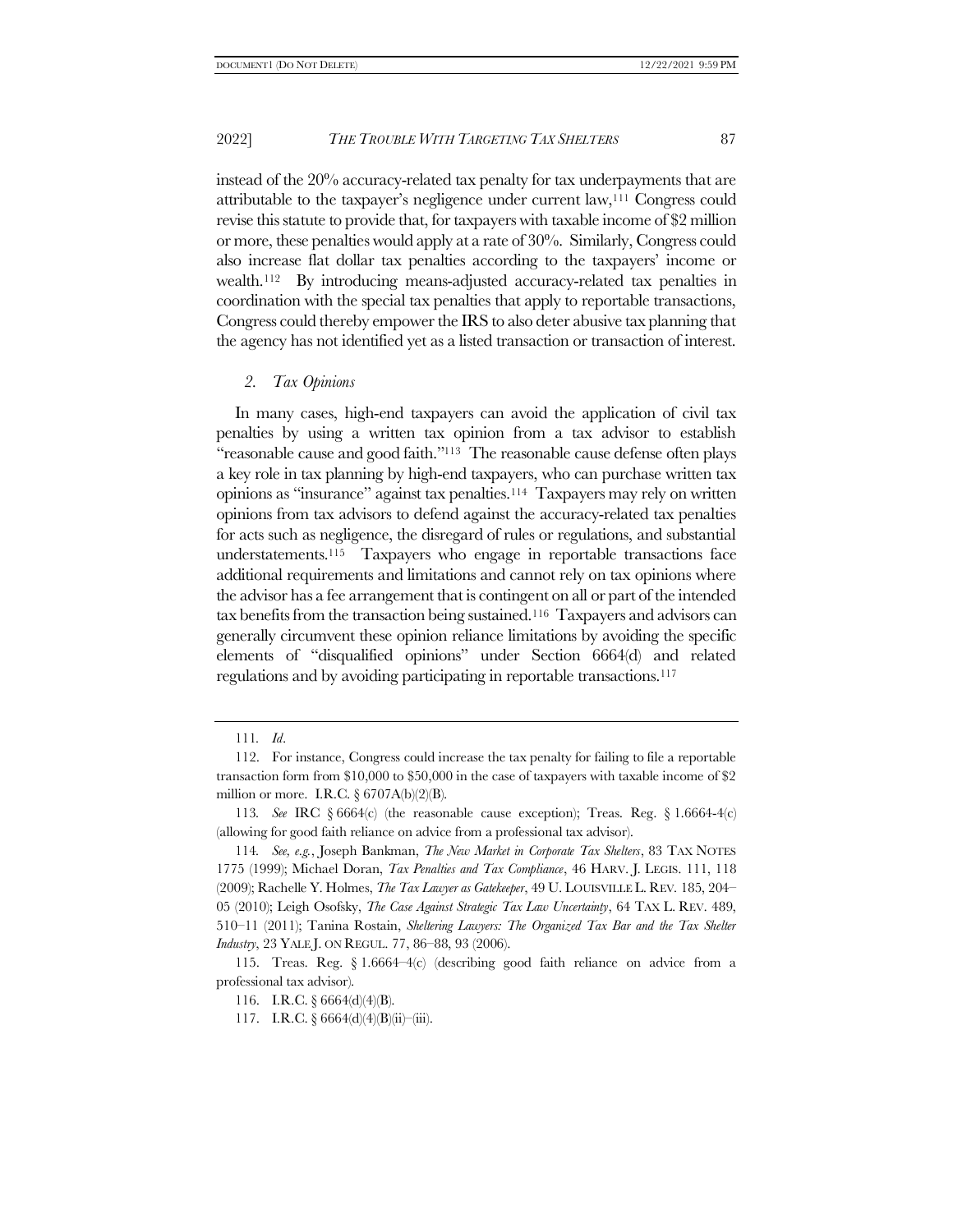instead of the 20% accuracy-related tax penalty for tax underpayments that are attributable to the taxpayer's negligence under current law,[111] Congress could revise this statute to provide that, for taxpayers with taxable income of $2 million or more, these penalties would apply at a rate of 30%. Similarly, Congress could also increase flat dollar tax penalties according to the taxpayers' income or wealth.[112] By introducing means-adjusted accuracy-related tax penalties in coordination with the special tax penalties that apply to reportable transactions, Congress could thereby empower the IRS to also deter abusive tax planning that the agency has not identified yet as a listed transaction or transaction of interest.

### *2. Tax Opinions*

In many cases, high-end taxpayers can avoid the application of civil tax penalties by using a written tax opinion from a tax advisor to establish "reasonable cause and good faith."[113] The reasonable cause defense often plays a key role in tax planning by high-end taxpayers, who can purchase written tax opinions as "insurance" against tax penalties.[114] Taxpayers may rely on written opinions from tax advisors to defend against the accuracy-related tax penalties for acts such as negligence, the disregard of rules or regulations, and substantial understatements.[115] Taxpayers who engage in reportable transactions face additional requirements and limitations and cannot rely on tax opinions where the advisor has a fee arrangement that is contingent on all or part of the intended tax benefits from the transaction being sustained.[116] Taxpayers and advisors can generally circumvent these opinion reliance limitations by avoiding the specific elements of "disqualified opinions" under Section 6664(d) and related regulations and by avoiding participating in reportable transactions.[117]

---

111. *Id*.

112. For instance, Congress could increase the tax penalty for failing to file a reportable transaction form from $10,000 to $50,000 in the case of taxpayers with taxable income of $2 million or more. I.R.C. § 6707A(b)(2)(B).

113. *See* IRC § 6664(c) (the reasonable cause exception); Treas. Reg. § 1.6664-4(c) (allowing for good faith reliance on advice from a professional tax advisor).

114. *See, e.g.*, Joseph Bankman, *The New Market in Corporate Tax Shelters*, 83 TAX NOTES 1775 (1999); Michael Doran, *Tax Penalties and Tax Compliance*, 46 HARV. J. LEGIS. 111, 118 (2009); Rachelle Y. Holmes, *The Tax Lawyer as Gatekeeper*, 49 U. LOUISVILLE L. REV. 185, 204–05 (2010); Leigh Osofsky, *The Case Against Strategic Tax Law Uncertainty*, 64 TAX L. REV. 489, 510–11 (2011); Tanina Rostain, *Sheltering Lawyers: The Organized Tax Bar and the Tax Shelter Industry*, 23 YALE J. ON REGUL. 77, 86–88, 93 (2006).

115. Treas. Reg. § 1.6664–4(c) (describing good faith reliance on advice from a professional tax advisor).

116. I.R.C. § 6664(d)(4)(B).

117. I.R.C. § 6664(d)(4)(B)(ii)–(iii).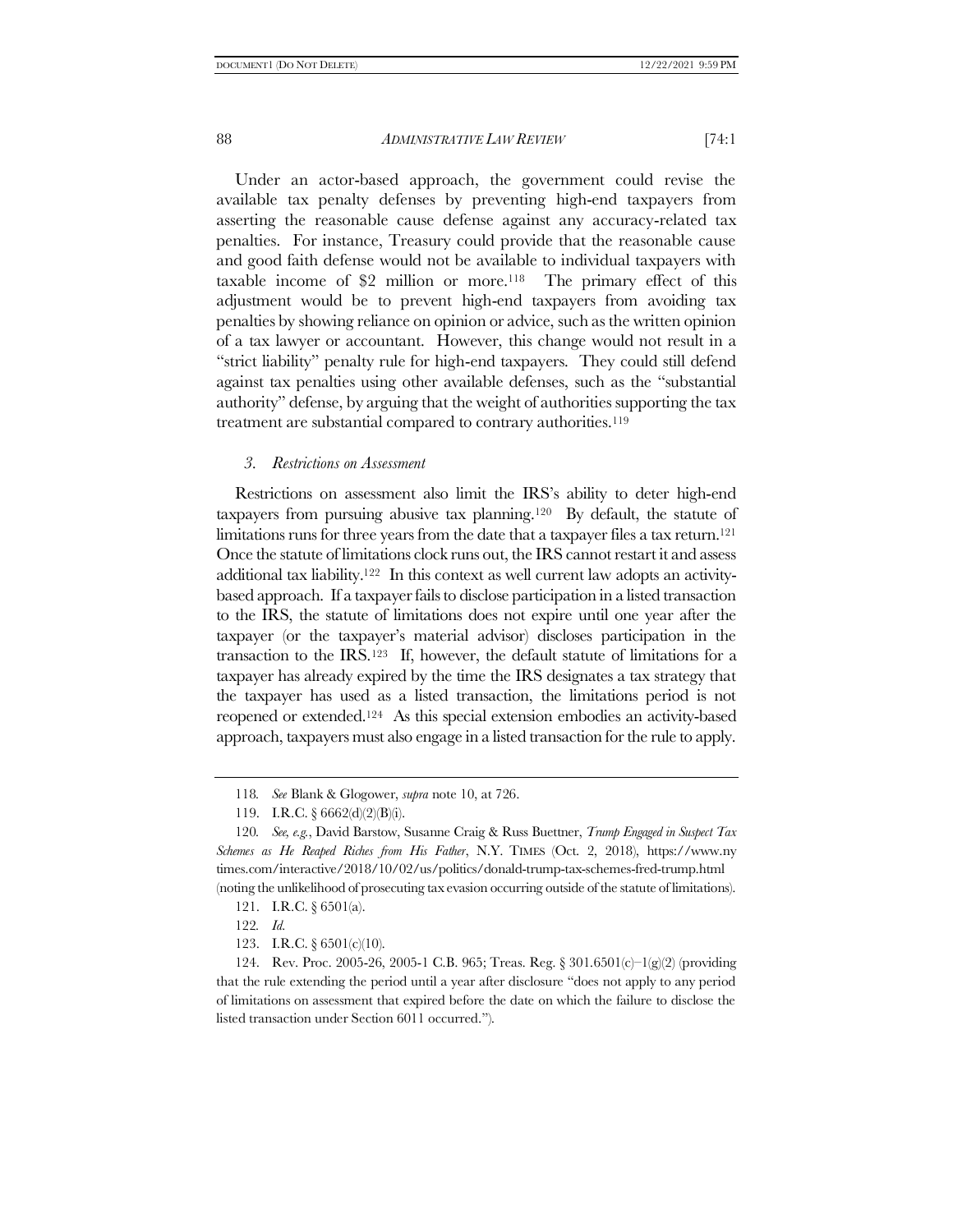Under an actor-based approach, the government could revise the available tax penalty defenses by preventing high-end taxpayers from asserting the reasonable cause defense against any accuracy-related tax penalties. For instance, Treasury could provide that the reasonable cause and good faith defense would not be available to individual taxpayers with taxable income of $2 million or more.[118] The primary effect of this adjustment would be to prevent high-end taxpayers from avoiding tax penalties by showing reliance on opinion or advice, such as the written opinion of a tax lawyer or accountant. However, this change would not result in a "strict liability" penalty rule for high-end taxpayers. They could still defend against tax penalties using other available defenses, such as the "substantial authority" defense, by arguing that the weight of authorities supporting the tax treatment are substantial compared to contrary authorities.[119]

### *3. Restrictions on Assessment*

Restrictions on assessment also limit the IRS's ability to deter high-end taxpayers from pursuing abusive tax planning.[120] By default, the statute of limitations runs for three years from the date that a taxpayer files a tax return.[121] Once the statute of limitations clock runs out, the IRS cannot restart it and assess additional tax liability.[122] In this context as well current law adopts an activity-based approach. If a taxpayer fails to disclose participation in a listed transaction to the IRS, the statute of limitations does not expire until one year after the taxpayer (or the taxpayer's material advisor) discloses participation in the transaction to the IRS.[123] If, however, the default statute of limitations for a taxpayer has already expired by the time the IRS designates a tax strategy that the taxpayer has used as a listed transaction, the limitations period is not reopened or extended.[124] As this special extension embodies an activity-based approach, taxpayers must also engage in a listed transaction for the rule to apply.

---

118. *See* Blank & Glogower, *supra* note 10, at 726.

119. I.R.C. § 6662(d)(2)(B)(i).

120. *See, e.g.*, David Barstow, Susanne Craig & Russ Buettner, *Trump Engaged in Suspect Tax Schemes as He Reaped Riches from His Father*, N.Y. TIMES (Oct. 2, 2018), https://www.nytimes.com/interactive/2018/10/02/us/politics/donald-trump-tax-schemes-fred-trump.html (noting the unlikelihood of prosecuting tax evasion occurring outside of the statute of limitations).

121. I.R.C. § 6501(a).

122. *Id.*

123. I.R.C. § 6501(c)(10).

124. Rev. Proc. 2005-26, 2005-1 C.B. 965; Treas. Reg. § 301.6501(c)–1(g)(2) (providing that the rule extending the period until a year after disclosure "does not apply to any period of limitations on assessment that expired before the date on which the failure to disclose the listed transaction under Section 6011 occurred.").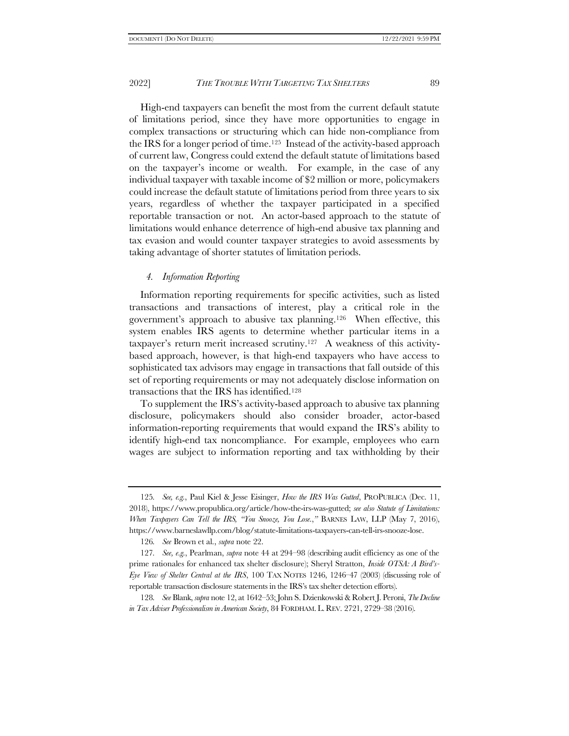High-end taxpayers can benefit the most from the current default statute of limitations period, since they have more opportunities to engage in complex transactions or structuring which can hide non-compliance from the IRS for a longer period of time.[125] Instead of the activity-based approach of current law, Congress could extend the default statute of limitations based on the taxpayer's income or wealth. For example, in the case of any individual taxpayer with taxable income of $2 million or more, policymakers could increase the default statute of limitations period from three years to six years, regardless of whether the taxpayer participated in a specified reportable transaction or not. An actor-based approach to the statute of limitations would enhance deterrence of high-end abusive tax planning and tax evasion and would counter taxpayer strategies to avoid assessments by taking advantage of shorter statutes of limitation periods.

#### *4. Information Reporting*

Information reporting requirements for specific activities, such as listed transactions and transactions of interest, play a critical role in the government's approach to abusive tax planning.[126] When effective, this system enables IRS agents to determine whether particular items in a taxpayer's return merit increased scrutiny.[127] A weakness of this activity-based approach, however, is that high-end taxpayers who have access to sophisticated tax advisors may engage in transactions that fall outside of this set of reporting requirements or may not adequately disclose information on transactions that the IRS has identified.[128]

To supplement the IRS's activity-based approach to abusive tax planning disclosure, policymakers should also consider broader, actor-based information-reporting requirements that would expand the IRS's ability to identify high-end tax noncompliance. For example, employees who earn wages are subject to information reporting and tax withholding by their

---

125. *See, e.g.*, Paul Kiel & Jesse Eisinger, *How the IRS Was Gutted*, PROPUBLICA (Dec. 11, 2018), https://www.propublica.org/article/how-the-irs-was-gutted; *see also Statute of Limitations: When Taxpayers Can Tell the IRS, "You Snooze, You Lose.*," BARNES LAW, LLP (May 7, 2016), https://www.barneslawllp.com/blog/statute-limitations-taxpayers-can-tell-irs-snooze-lose.

126. *See* Brown et al., *supra* note 22.

127. *See, e.g.*, Pearlman, *supra* note 44 at 294–98 (describing audit efficiency as one of the prime rationales for enhanced tax shelter disclosure); Sheryl Stratton, *Inside OTSA: A Bird's-Eye View of Shelter Central at the IRS*, 100 TAX NOTES 1246, 1246–47 (2003) (discussing role of reportable transaction disclosure statements in the IRS's tax shelter detection efforts).

128. *See* Blank, *supra* note 12, at 1642–53; John S. Dzienkowski & Robert J. Peroni, *The Decline in Tax Adviser Professionalism in American Society*, 84 FORDHAM. L. REV. 2721, 2729–38 (2016).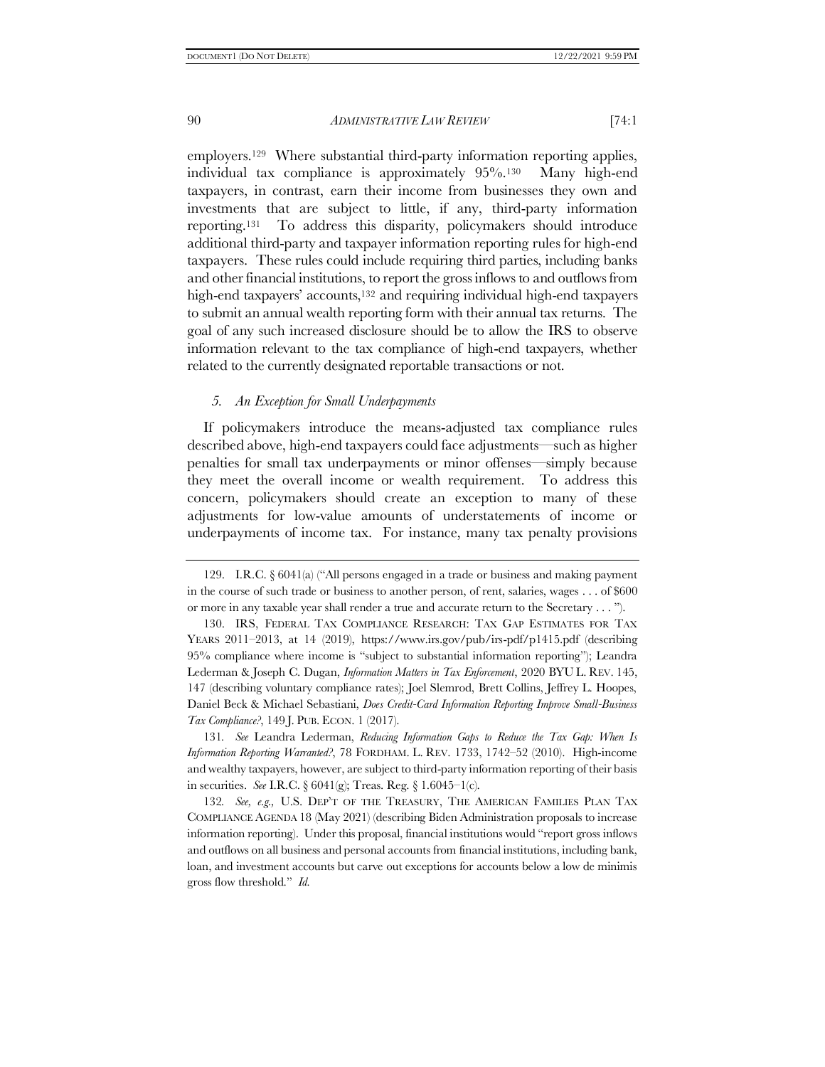employers.[129] Where substantial third-party information reporting applies, individual tax compliance is approximately 95%.[130] Many high-end taxpayers, in contrast, earn their income from businesses they own and investments that are subject to little, if any, third-party information reporting.[131] To address this disparity, policymakers should introduce additional third-party and taxpayer information reporting rules for high-end taxpayers. These rules could include requiring third parties, including banks and other financial institutions, to report the gross inflows to and outflows from high-end taxpayers' accounts,[132] and requiring individual high-end taxpayers to submit an annual wealth reporting form with their annual tax returns. The goal of any such increased disclosure should be to allow the IRS to observe information relevant to the tax compliance of high-end taxpayers, whether related to the currently designated reportable transactions or not.

### *5. An Exception for Small Underpayments*

If policymakers introduce the means-adjusted tax compliance rules described above, high-end taxpayers could face adjustments—such as higher penalties for small tax underpayments or minor offenses—simply because they meet the overall income or wealth requirement. To address this concern, policymakers should create an exception to many of these adjustments for low-value amounts of understatements of income or underpayments of income tax. For instance, many tax penalty provisions

---

129. I.R.C. § 6041(a) ("All persons engaged in a trade or business and making payment in the course of such trade or business to another person, of rent, salaries, wages . . . of $600 or more in any taxable year shall render a true and accurate return to the Secretary . . . ").

130. IRS, FEDERAL TAX COMPLIANCE RESEARCH: TAX GAP ESTIMATES FOR TAX YEARS 2011–2013, at 14 (2019), https://www.irs.gov/pub/irs-pdf/p1415.pdf (describing 95% compliance where income is "subject to substantial information reporting"); Leandra Lederman & Joseph C. Dugan, *Information Matters in Tax Enforcement*, 2020 BYU L. REV. 145, 147 (describing voluntary compliance rates); Joel Slemrod, Brett Collins, Jeffrey L. Hoopes, Daniel Beck & Michael Sebastiani, *Does Credit-Card Information Reporting Improve Small-Business Tax Compliance?*, 149 J. PUB. ECON. 1 (2017).

131. *See* Leandra Lederman, *Reducing Information Gaps to Reduce the Tax Gap: When Is Information Reporting Warranted?*, 78 FORDHAM. L. REV. 1733, 1742–52 (2010). High-income and wealthy taxpayers, however, are subject to third-party information reporting of their basis in securities. *See* I.R.C. § 6041(g); Treas. Reg. § 1.6045–1(c).

132. *See, e.g.*, U.S. DEP'T OF THE TREASURY, THE AMERICAN FAMILIES PLAN TAX COMPLIANCE AGENDA 18 (May 2021) (describing Biden Administration proposals to increase information reporting). Under this proposal, financial institutions would "report gross inflows and outflows on all business and personal accounts from financial institutions, including bank, loan, and investment accounts but carve out exceptions for accounts below a low de minimis gross flow threshold." *Id.*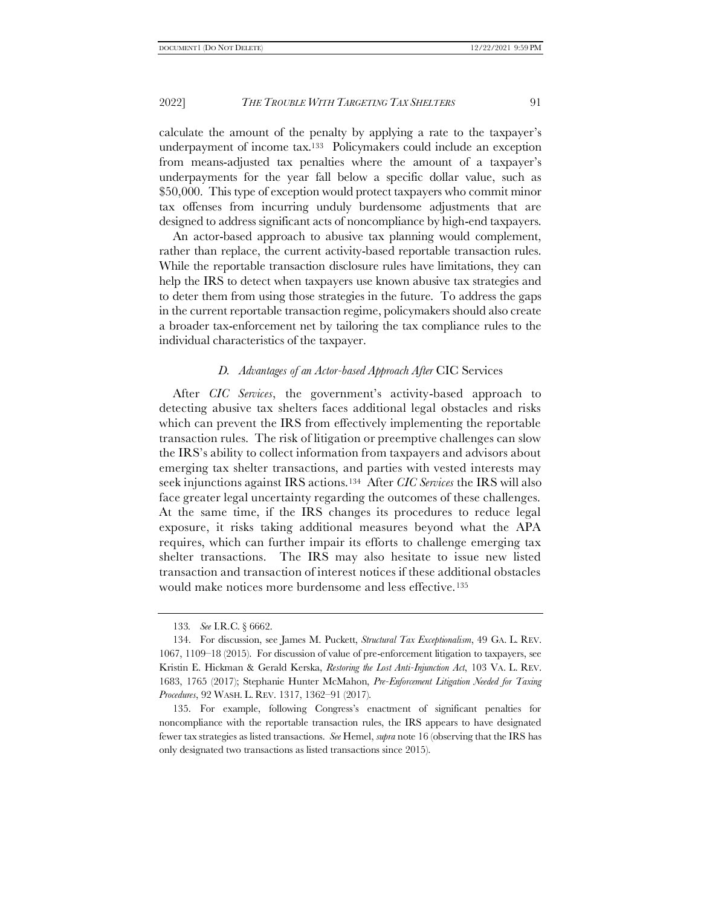calculate the amount of the penalty by applying a rate to the taxpayer's underpayment of income tax.[133] Policymakers could include an exception from means-adjusted tax penalties where the amount of a taxpayer's underpayments for the year fall below a specific dollar value, such as $50,000. This type of exception would protect taxpayers who commit minor tax offenses from incurring unduly burdensome adjustments that are designed to address significant acts of noncompliance by high-end taxpayers.

An actor-based approach to abusive tax planning would complement, rather than replace, the current activity-based reportable transaction rules. While the reportable transaction disclosure rules have limitations, they can help the IRS to detect when taxpayers use known abusive tax strategies and to deter them from using those strategies in the future. To address the gaps in the current reportable transaction regime, policymakers should also create a broader tax-enforcement net by tailoring the tax compliance rules to the individual characteristics of the taxpayer.

### *D. Advantages of an Actor-based Approach After* CIC Services

After *CIC Services*, the government's activity-based approach to detecting abusive tax shelters faces additional legal obstacles and risks which can prevent the IRS from effectively implementing the reportable transaction rules. The risk of litigation or preemptive challenges can slow the IRS's ability to collect information from taxpayers and advisors about emerging tax shelter transactions, and parties with vested interests may seek injunctions against IRS actions.[134] After *CIC Services* the IRS will also face greater legal uncertainty regarding the outcomes of these challenges. At the same time, if the IRS changes its procedures to reduce legal exposure, it risks taking additional measures beyond what the APA requires, which can further impair its efforts to challenge emerging tax shelter transactions. The IRS may also hesitate to issue new listed transaction and transaction of interest notices if these additional obstacles would make notices more burdensome and less effective.[135]

---

133. *See* I.R.C. § 6662.

134. For discussion, see James M. Puckett, *Structural Tax Exceptionalism*, 49 GA. L. REV. 1067, 1109–18 (2015). For discussion of value of pre-enforcement litigation to taxpayers, see Kristin E. Hickman & Gerald Kerska, *Restoring the Lost Anti-Injunction Act*, 103 VA. L. REV. 1683, 1765 (2017); Stephanie Hunter McMahon, *Pre-Enforcement Litigation Needed for Taxing Procedures*, 92 WASH. L. REV. 1317, 1362–91 (2017).

135. For example, following Congress's enactment of significant penalties for noncompliance with the reportable transaction rules, the IRS appears to have designated fewer tax strategies as listed transactions. *See* Hemel, *supra* note 16 (observing that the IRS has only designated two transactions as listed transactions since 2015).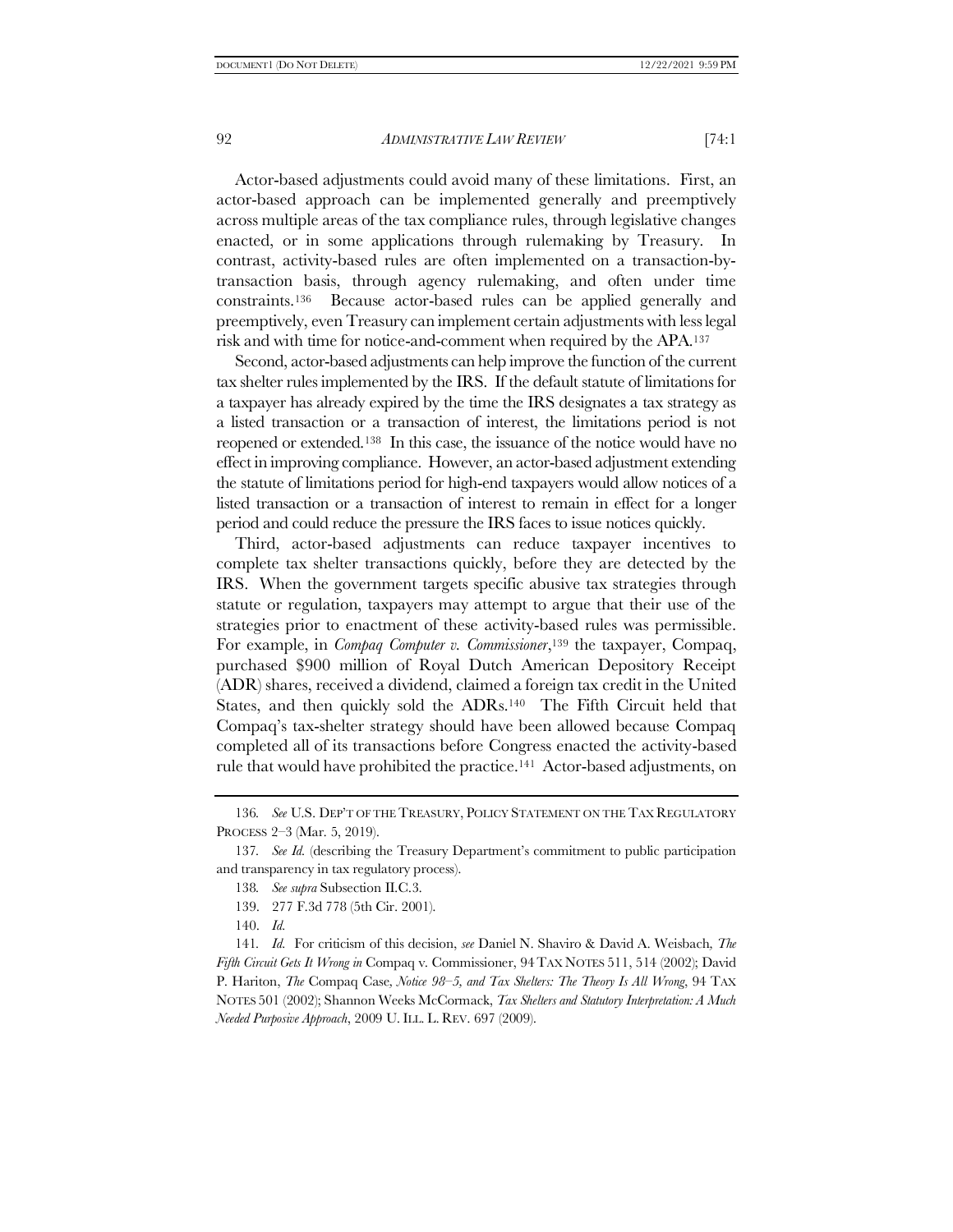Actor-based adjustments could avoid many of these limitations. First, an actor-based approach can be implemented generally and preemptively across multiple areas of the tax compliance rules, through legislative changes enacted, or in some applications through rulemaking by Treasury. In contrast, activity-based rules are often implemented on a transaction-by-transaction basis, through agency rulemaking, and often under time constraints.[136] Because actor-based rules can be applied generally and preemptively, even Treasury can implement certain adjustments with less legal risk and with time for notice-and-comment when required by the APA.[137]

Second, actor-based adjustments can help improve the function of the current tax shelter rules implemented by the IRS. If the default statute of limitations for a taxpayer has already expired by the time the IRS designates a tax strategy as a listed transaction or a transaction of interest, the limitations period is not reopened or extended.[138] In this case, the issuance of the notice would have no effect in improving compliance. However, an actor-based adjustment extending the statute of limitations period for high-end taxpayers would allow notices of a listed transaction or a transaction of interest to remain in effect for a longer period and could reduce the pressure the IRS faces to issue notices quickly.

Third, actor-based adjustments can reduce taxpayer incentives to complete tax shelter transactions quickly, before they are detected by the IRS. When the government targets specific abusive tax strategies through statute or regulation, taxpayers may attempt to argue that their use of the strategies prior to enactment of these activity-based rules was permissible. For example, in *Compaq Computer v. Commissioner*,[139] the taxpayer, Compaq, purchased $900 million of Royal Dutch American Depository Receipt (ADR) shares, received a dividend, claimed a foreign tax credit in the United States, and then quickly sold the ADRs.[140] The Fifth Circuit held that Compaq's tax-shelter strategy should have been allowed because Compaq completed all of its transactions before Congress enacted the activity-based rule that would have prohibited the practice.[141] Actor-based adjustments, on

---

136. *See* U.S. DEP'T OF THE TREASURY, POLICY STATEMENT ON THE TAX REGULATORY PROCESS 2–3 (Mar. 5, 2019).

137. *See Id.* (describing the Treasury Department's commitment to public participation and transparency in tax regulatory process).

138. *See supra* Subsection II.C.3.

139. 277 F.3d 778 (5th Cir. 2001).

140. *Id.*

141. *Id.* For criticism of this decision, *see* Daniel N. Shaviro & David A. Weisbach, *The Fifth Circuit Gets It Wrong in* Compaq v. Commissioner, 94 TAX NOTES 511, 514 (2002); David P. Hariton, *The* Compaq Case, *Notice 98–5, and Tax Shelters: The Theory Is All Wrong*, 94 TAX NOTES 501 (2002); Shannon Weeks McCormack, *Tax Shelters and Statutory Interpretation: A Much Needed Purposive Approach*, 2009 U. ILL. L. REV. 697 (2009).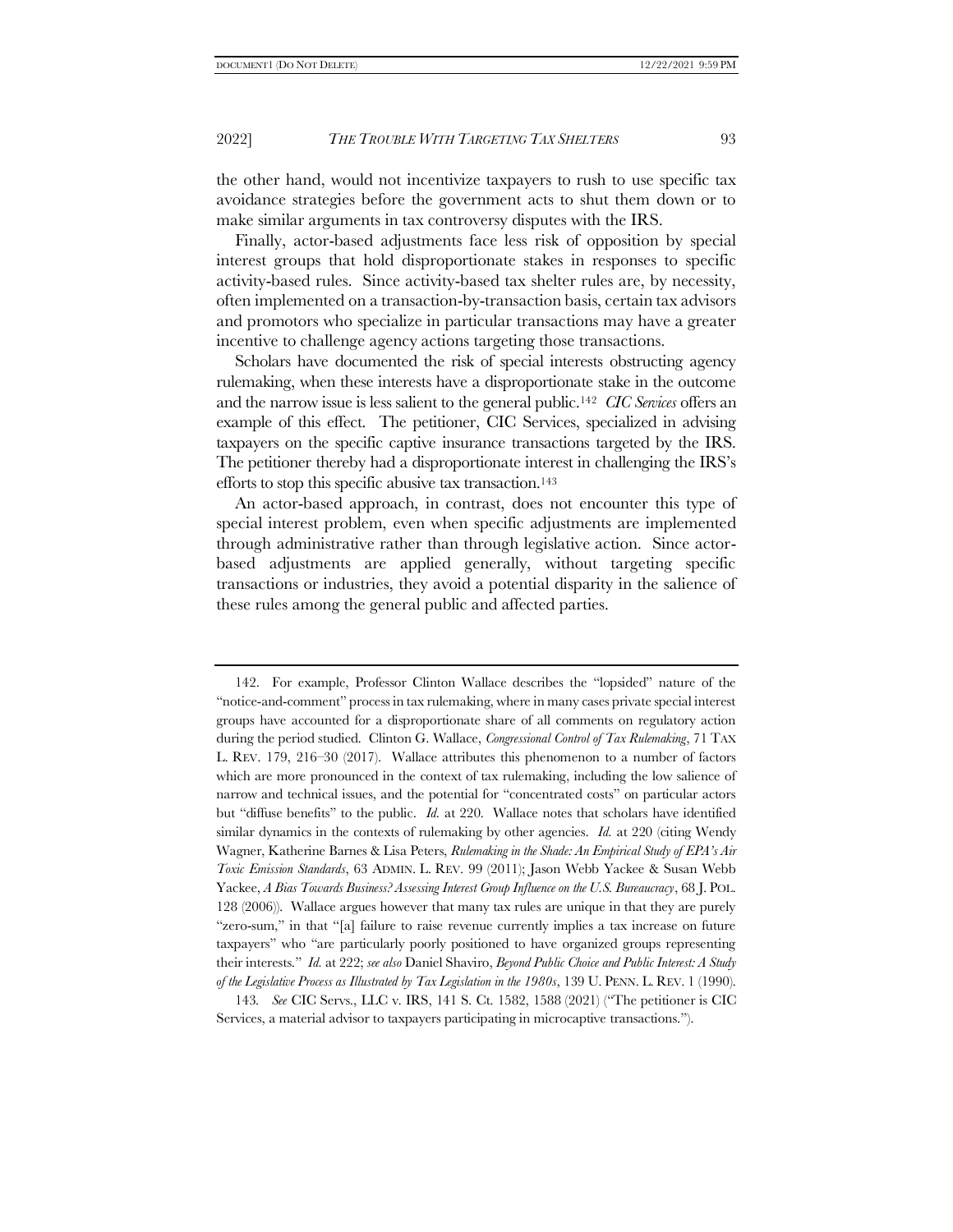the other hand, would not incentivize taxpayers to rush to use specific tax avoidance strategies before the government acts to shut them down or to make similar arguments in tax controversy disputes with the IRS.

Finally, actor-based adjustments face less risk of opposition by special interest groups that hold disproportionate stakes in responses to specific activity-based rules. Since activity-based tax shelter rules are, by necessity, often implemented on a transaction-by-transaction basis, certain tax advisors and promotors who specialize in particular transactions may have a greater incentive to challenge agency actions targeting those transactions.

Scholars have documented the risk of special interests obstructing agency rulemaking, when these interests have a disproportionate stake in the outcome and the narrow issue is less salient to the general public.[142] *CIC Services* offers an example of this effect. The petitioner, CIC Services, specialized in advising taxpayers on the specific captive insurance transactions targeted by the IRS. The petitioner thereby had a disproportionate interest in challenging the IRS's efforts to stop this specific abusive tax transaction.[143]

An actor-based approach, in contrast, does not encounter this type of special interest problem, even when specific adjustments are implemented through administrative rather than through legislative action. Since actor-based adjustments are applied generally, without targeting specific transactions or industries, they avoid a potential disparity in the salience of these rules among the general public and affected parties.

---

142. For example, Professor Clinton Wallace describes the "lopsided" nature of the "notice-and-comment" process in tax rulemaking, where in many cases private special interest groups have accounted for a disproportionate share of all comments on regulatory action during the period studied. Clinton G. Wallace, *Congressional Control of Tax Rulemaking*, 71 TAX L. REV. 179, 216–30 (2017). Wallace attributes this phenomenon to a number of factors which are more pronounced in the context of tax rulemaking, including the low salience of narrow and technical issues, and the potential for "concentrated costs" on particular actors but "diffuse benefits" to the public. *Id.* at 220. Wallace notes that scholars have identified similar dynamics in the contexts of rulemaking by other agencies. *Id.* at 220 (citing Wendy Wagner, Katherine Barnes & Lisa Peters, *Rulemaking in the Shade: An Empirical Study of EPA's Air Toxic Emission Standards*, 63 ADMIN. L. REV. 99 (2011); Jason Webb Yackee & Susan Webb Yackee, *A Bias Towards Business? Assessing Interest Group Influence on the U.S. Bureaucracy*, 68 J. POL. 128 (2006)). Wallace argues however that many tax rules are unique in that they are purely "zero-sum," in that "[a] failure to raise revenue currently implies a tax increase on future taxpayers" who "are particularly poorly positioned to have organized groups representing their interests." *Id.* at 222; *see also* Daniel Shaviro, *Beyond Public Choice and Public Interest: A Study of the Legislative Process as Illustrated by Tax Legislation in the 1980s*, 139 U. PENN. L. REV. 1 (1990).

143. *See* CIC Servs., LLC v. IRS, 141 S. Ct. 1582, 1588 (2021) ("The petitioner is CIC Services, a material advisor to taxpayers participating in microcaptive transactions.").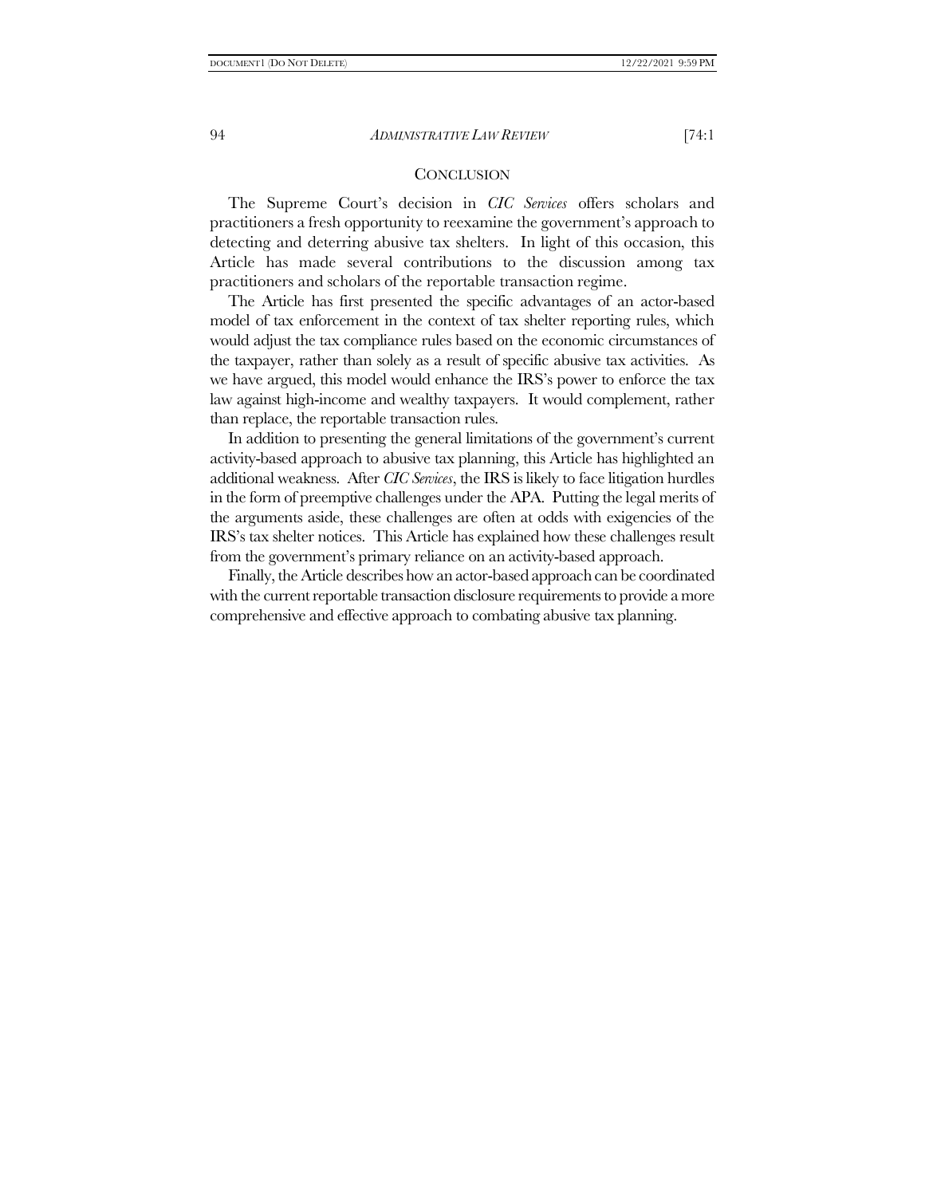## CONCLUSION

The Supreme Court's decision in *CIC Services* offers scholars and practitioners a fresh opportunity to reexamine the government's approach to detecting and deterring abusive tax shelters. In light of this occasion, this Article has made several contributions to the discussion among tax practitioners and scholars of the reportable transaction regime.

The Article has first presented the specific advantages of an actor-based model of tax enforcement in the context of tax shelter reporting rules, which would adjust the tax compliance rules based on the economic circumstances of the taxpayer, rather than solely as a result of specific abusive tax activities. As we have argued, this model would enhance the IRS's power to enforce the tax law against high-income and wealthy taxpayers. It would complement, rather than replace, the reportable transaction rules.

In addition to presenting the general limitations of the government's current activity-based approach to abusive tax planning, this Article has highlighted an additional weakness. After *CIC Services*, the IRS is likely to face litigation hurdles in the form of preemptive challenges under the APA. Putting the legal merits of the arguments aside, these challenges are often at odds with exigencies of the IRS's tax shelter notices. This Article has explained how these challenges result from the government's primary reliance on an activity-based approach.

Finally, the Article describes how an actor-based approach can be coordinated with the current reportable transaction disclosure requirements to provide a more comprehensive and effective approach to combating abusive tax planning.